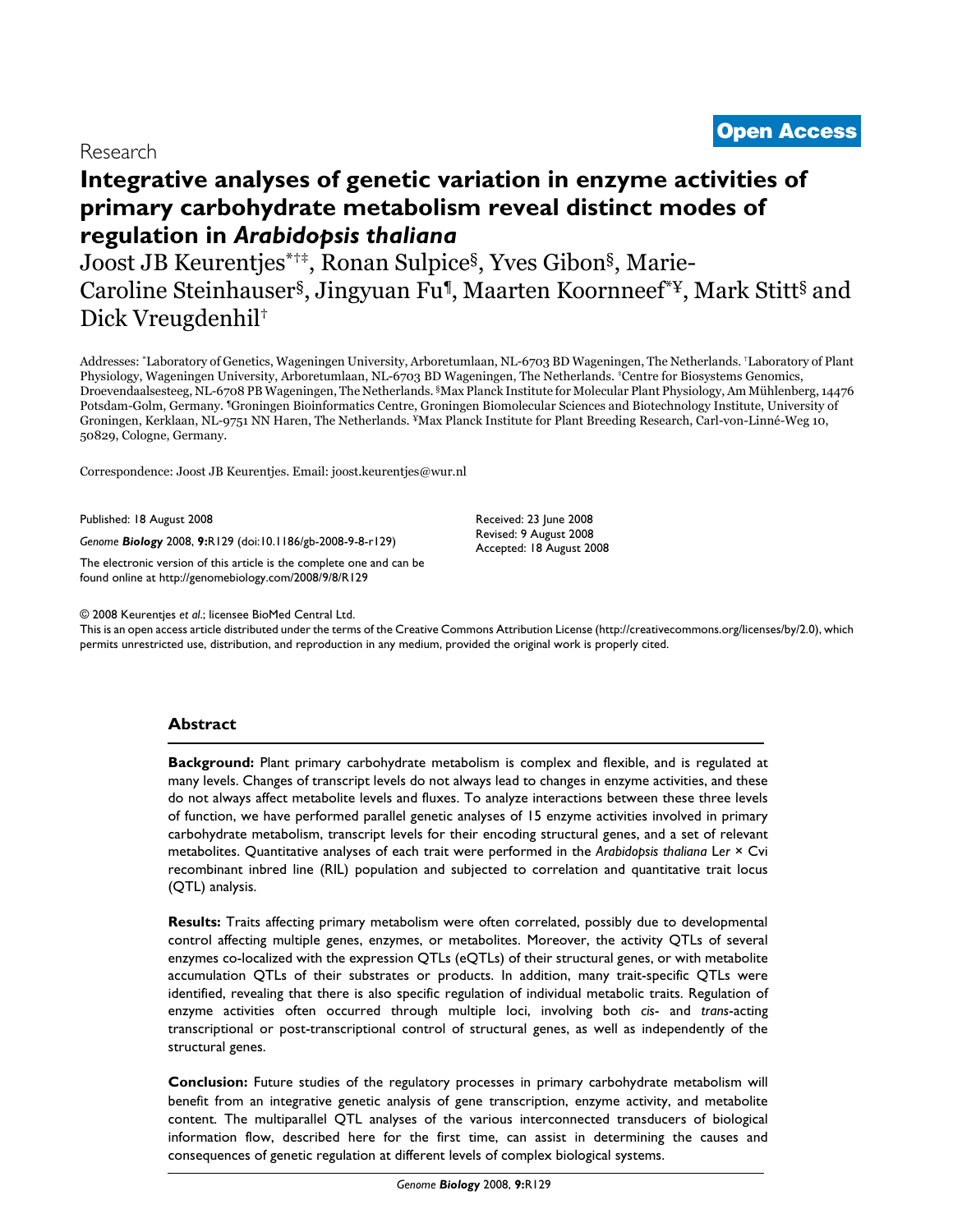Research

**Open Access**

# Integrative analyses of genetic variation in enzyme activities of primary carbohydrate metabolism reveal distinct modes of regulation in *Arabidopsis thaliana*

Joost JB Keurentjes[*†‡], Ronan Sulpice[§], Yves Gibon[§], Marie-Caroline Steinhauser[§], Jingyuan Fu[¶], Maarten Koornneef[*¥], Mark Stitt[§] and Dick Vreugdenhil[†]

Addresses: [*]Laboratory of Genetics, Wageningen University, Arboretumlaan, NL-6703 BD Wageningen, The Netherlands. [†]Laboratory of Plant Physiology, Wageningen University, Arboretumlaan, NL-6703 BD Wageningen, The Netherlands. [‡]Centre for Biosystems Genomics, Droevendaalsesteeg, NL-6708 PB Wageningen, The Netherlands. [§]Max Planck Institute for Molecular Plant Physiology, Am Mühlenberg, 14476 Potsdam-Golm, Germany. [¶]Groningen Bioinformatics Centre, Groningen Biomolecular Sciences and Biotechnology Institute, University of Groningen, Kerklaan, NL-9751 NN Haren, The Netherlands. [¥]Max Planck Institute for Plant Breeding Research, Carl-von-Linné-Weg 10, 50829, Cologne, Germany.

Correspondence: Joost JB Keurentjes. Email: joost.keurentjes@wur.nl

Published: 18 August 2008

*Genome **Biology*** 2008, **9:**R129 (doi:10.1186/gb-2008-9-8-r129)

The electronic version of this article is the complete one and can be found online at http://genomebiology.com/2008/9/8/R129

Received: 23 June 2008
Revised: 9 August 2008
Accepted: 18 August 2008

© 2008 Keurentjes *et al.*; licensee BioMed Central Ltd.
This is an open access article distributed under the terms of the Creative Commons Attribution License (http://creativecommons.org/licenses/by/2.0), which permits unrestricted use, distribution, and reproduction in any medium, provided the original work is properly cited.

## Abstract

**Background:** Plant primary carbohydrate metabolism is complex and flexible, and is regulated at many levels. Changes of transcript levels do not always lead to changes in enzyme activities, and these do not always affect metabolite levels and fluxes. To analyze interactions between these three levels of function, we have performed parallel genetic analyses of 15 enzyme activities involved in primary carbohydrate metabolism, transcript levels for their encoding structural genes, and a set of relevant metabolites. Quantitative analyses of each trait were performed in the *Arabidopsis thaliana* L*er* × Cvi recombinant inbred line (RIL) population and subjected to correlation and quantitative trait locus (QTL) analysis.

**Results:** Traits affecting primary metabolism were often correlated, possibly due to developmental control affecting multiple genes, enzymes, or metabolites. Moreover, the activity QTLs of several enzymes co-localized with the expression QTLs (eQTLs) of their structural genes, or with metabolite accumulation QTLs of their substrates or products. In addition, many trait-specific QTLs were identified, revealing that there is also specific regulation of individual metabolic traits. Regulation of enzyme activities often occurred through multiple loci, involving both *cis*- and *trans*-acting transcriptional or post-transcriptional control of structural genes, as well as independently of the structural genes.

**Conclusion:** Future studies of the regulatory processes in primary carbohydrate metabolism will benefit from an integrative genetic analysis of gene transcription, enzyme activity, and metabolite content. The multiparallel QTL analyses of the various interconnected transducers of biological information flow, described here for the first time, can assist in determining the causes and consequences of genetic regulation at different levels of complex biological systems.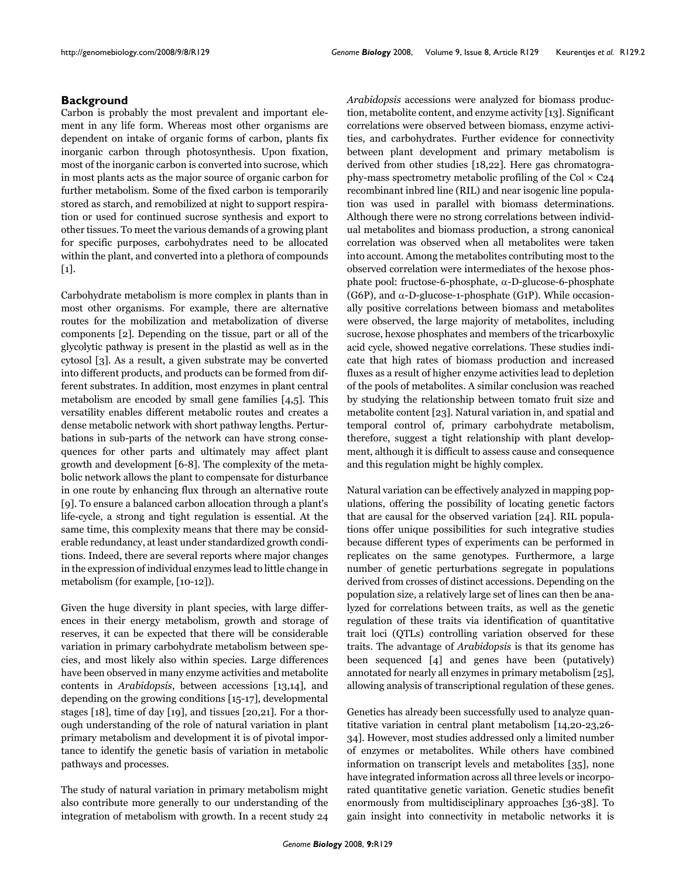## Background

Carbon is probably the most prevalent and important element in any life form. Whereas most other organisms are dependent on intake of organic forms of carbon, plants fix inorganic carbon through photosynthesis. Upon fixation, most of the inorganic carbon is converted into sucrose, which in most plants acts as the major source of organic carbon for further metabolism. Some of the fixed carbon is temporarily stored as starch, and remobilized at night to support respiration or used for continued sucrose synthesis and export to other tissues. To meet the various demands of a growing plant for specific purposes, carbohydrates need to be allocated within the plant, and converted into a plethora of compounds [1].

Carbohydrate metabolism is more complex in plants than in most other organisms. For example, there are alternative routes for the mobilization and metabolization of diverse components [2]. Depending on the tissue, part or all of the glycolytic pathway is present in the plastid as well as in the cytosol [3]. As a result, a given substrate may be converted into different products, and products can be formed from different substrates. In addition, most enzymes in plant central metabolism are encoded by small gene families [4,5]. This versatility enables different metabolic routes and creates a dense metabolic network with short pathway lengths. Perturbations in sub-parts of the network can have strong consequences for other parts and ultimately may affect plant growth and development [6-8]. The complexity of the metabolic network allows the plant to compensate for disturbance in one route by enhancing flux through an alternative route [9]. To ensure a balanced carbon allocation through a plant's life-cycle, a strong and tight regulation is essential. At the same time, this complexity means that there may be considerable redundancy, at least under standardized growth conditions. Indeed, there are several reports where major changes in the expression of individual enzymes lead to little change in metabolism (for example, [10-12]).

Given the huge diversity in plant species, with large differences in their energy metabolism, growth and storage of reserves, it can be expected that there will be considerable variation in primary carbohydrate metabolism between species, and most likely also within species. Large differences have been observed in many enzyme activities and metabolite contents in *Arabidopsis*, between accessions [13,14], and depending on the growing conditions [15-17], developmental stages [18], time of day [19], and tissues [20,21]. For a thorough understanding of the role of natural variation in plant primary metabolism and development it is of pivotal importance to identify the genetic basis of variation in metabolic pathways and processes.

The study of natural variation in primary metabolism might also contribute more generally to our understanding of the integration of metabolism with growth. In a recent study 24 *Arabidopsis* accessions were analyzed for biomass production, metabolite content, and enzyme activity [13]. Significant correlations were observed between biomass, enzyme activities, and carbohydrates. Further evidence for connectivity between plant development and primary metabolism is derived from other studies [18,22]. Here gas chromatography-mass spectrometry metabolic profiling of the Col × C24 recombinant inbred line (RIL) and near isogenic line population was used in parallel with biomass determinations. Although there were no strong correlations between individual metabolites and biomass production, a strong canonical correlation was observed when all metabolites were taken into account. Among the metabolites contributing most to the observed correlation were intermediates of the hexose phosphate pool: fructose-6-phosphate, α-D-glucose-6-phosphate (G6P), and α-D-glucose-1-phosphate (G1P). While occasionally positive correlations between biomass and metabolites were observed, the large majority of metabolites, including sucrose, hexose phosphates and members of the tricarboxylic acid cycle, showed negative correlations. These studies indicate that high rates of biomass production and increased fluxes as a result of higher enzyme activities lead to depletion of the pools of metabolites. A similar conclusion was reached by studying the relationship between tomato fruit size and metabolite content [23]. Natural variation in, and spatial and temporal control of, primary carbohydrate metabolism, therefore, suggest a tight relationship with plant development, although it is difficult to assess cause and consequence and this regulation might be highly complex.

Natural variation can be effectively analyzed in mapping populations, offering the possibility of locating genetic factors that are causal for the observed variation [24]. RIL populations offer unique possibilities for such integrative studies because different types of experiments can be performed in replicates on the same genotypes. Furthermore, a large number of genetic perturbations segregate in populations derived from crosses of distinct accessions. Depending on the population size, a relatively large set of lines can then be analyzed for correlations between traits, as well as the genetic regulation of these traits via identification of quantitative trait loci (QTLs) controlling variation observed for these traits. The advantage of *Arabidopsis* is that its genome has been sequenced [4] and genes have been (putatively) annotated for nearly all enzymes in primary metabolism [25], allowing analysis of transcriptional regulation of these genes.

Genetics has already been successfully used to analyze quantitative variation in central plant metabolism [14,20-23,26-34]. However, most studies addressed only a limited number of enzymes or metabolites. While others have combined information on transcript levels and metabolites [35], none have integrated information across all three levels or incorporated quantitative genetic variation. Genetic studies benefit enormously from multidisciplinary approaches [36-38]. To gain insight into connectivity in metabolic networks it is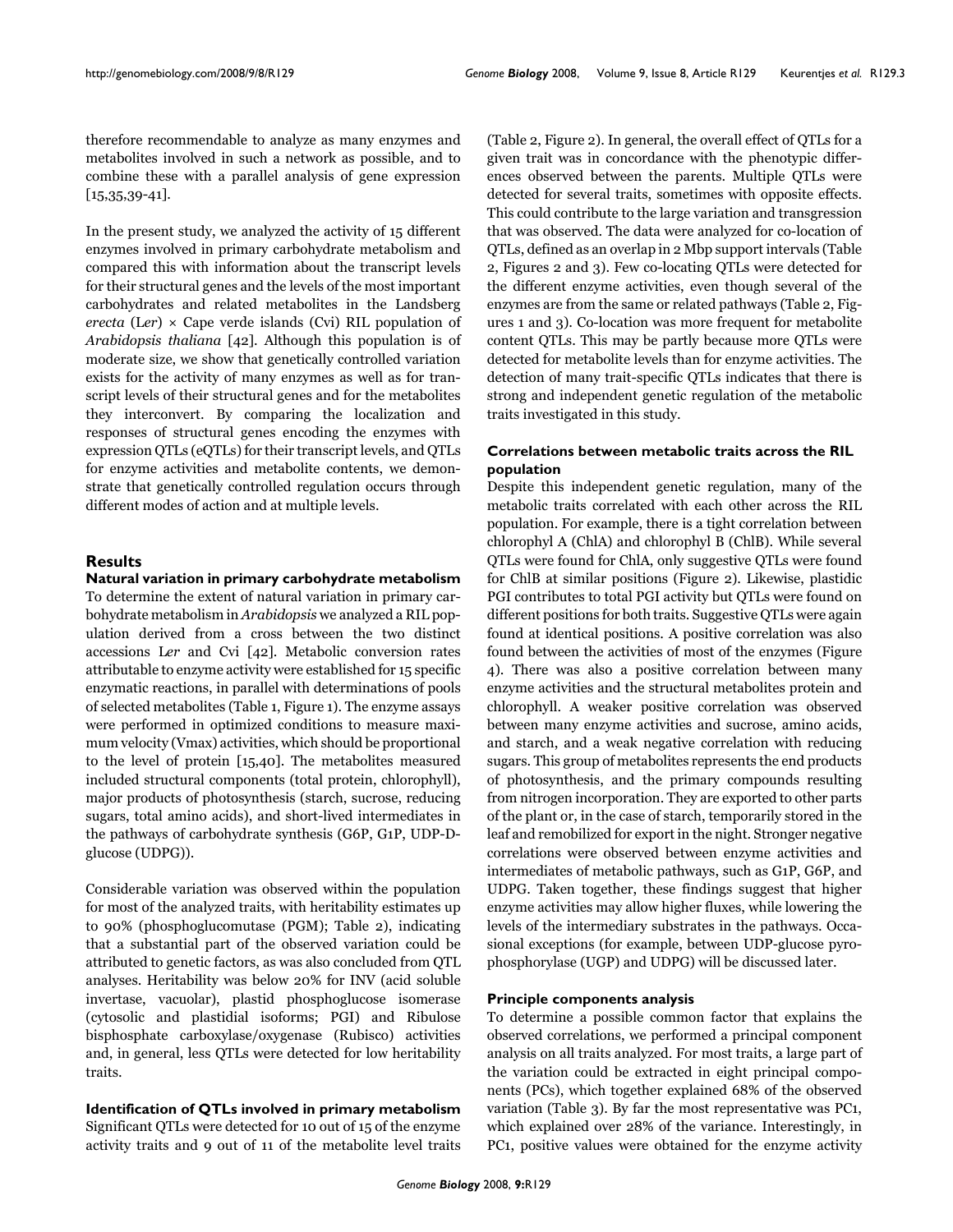therefore recommendable to analyze as many enzymes and metabolites involved in such a network as possible, and to combine these with a parallel analysis of gene expression [15,35,39-41].

In the present study, we analyzed the activity of 15 different enzymes involved in primary carbohydrate metabolism and compared this with information about the transcript levels for their structural genes and the levels of the most important carbohydrates and related metabolites in the Landsberg *erecta* (L*er*) × Cape verde islands (Cvi) RIL population of *Arabidopsis thaliana* [42]. Although this population is of moderate size, we show that genetically controlled variation exists for the activity of many enzymes as well as for transcript levels of their structural genes and for the metabolites they interconvert. By comparing the localization and responses of structural genes encoding the enzymes with expression QTLs (eQTLs) for their transcript levels, and QTLs for enzyme activities and metabolite contents, we demonstrate that genetically controlled regulation occurs through different modes of action and at multiple levels.

## Results

### Natural variation in primary carbohydrate metabolism

To determine the extent of natural variation in primary carbohydrate metabolism in *Arabidopsis* we analyzed a RIL population derived from a cross between the two distinct accessions L*er* and Cvi [42]. Metabolic conversion rates attributable to enzyme activity were established for 15 specific enzymatic reactions, in parallel with determinations of pools of selected metabolites (Table 1, Figure 1). The enzyme assays were performed in optimized conditions to measure maximum velocity (Vmax) activities, which should be proportional to the level of protein [15,40]. The metabolites measured included structural components (total protein, chlorophyll), major products of photosynthesis (starch, sucrose, reducing sugars, total amino acids), and short-lived intermediates in the pathways of carbohydrate synthesis (G6P, G1P, UDP-D-glucose (UDPG)).

Considerable variation was observed within the population for most of the analyzed traits, with heritability estimates up to 90% (phosphoglucomutase (PGM); Table 2), indicating that a substantial part of the observed variation could be attributed to genetic factors, as was also concluded from QTL analyses. Heritability was below 20% for INV (acid soluble invertase, vacuolar), plastid phosphoglucose isomerase (cytosolic and plastidial isoforms; PGI) and Ribulose bisphosphate carboxylase/oxygenase (Rubisco) activities and, in general, less QTLs were detected for low heritability traits.

### Identification of QTLs involved in primary metabolism

Significant QTLs were detected for 10 out of 15 of the enzyme activity traits and 9 out of 11 of the metabolite level traits (Table 2, Figure 2). In general, the overall effect of QTLs for a given trait was in concordance with the phenotypic differences observed between the parents. Multiple QTLs were detected for several traits, sometimes with opposite effects. This could contribute to the large variation and transgression that was observed. The data were analyzed for co-location of QTLs, defined as an overlap in 2 Mbp support intervals (Table 2, Figures 2 and 3). Few co-locating QTLs were detected for the different enzyme activities, even though several of the enzymes are from the same or related pathways (Table 2, Figures 1 and 3). Co-location was more frequent for metabolite content QTLs. This may be partly because more QTLs were detected for metabolite levels than for enzyme activities. The detection of many trait-specific QTLs indicates that there is strong and independent genetic regulation of the metabolic traits investigated in this study.

### Correlations between metabolic traits across the RIL population

Despite this independent genetic regulation, many of the metabolic traits correlated with each other across the RIL population. For example, there is a tight correlation between chlorophyl A (ChlA) and chlorophyl B (ChlB). While several QTLs were found for ChlA, only suggestive QTLs were found for ChlB at similar positions (Figure 2). Likewise, plastidic PGI contributes to total PGI activity but QTLs were found on different positions for both traits. Suggestive QTLs were again found at identical positions. A positive correlation was also found between the activities of most of the enzymes (Figure 4). There was also a positive correlation between many enzyme activities and the structural metabolites protein and chlorophyll. A weaker positive correlation was observed between many enzyme activities and sucrose, amino acids, and starch, and a weak negative correlation with reducing sugars. This group of metabolites represents the end products of photosynthesis, and the primary compounds resulting from nitrogen incorporation. They are exported to other parts of the plant or, in the case of starch, temporarily stored in the leaf and remobilized for export in the night. Stronger negative correlations were observed between enzyme activities and intermediates of metabolic pathways, such as G1P, G6P, and UDPG. Taken together, these findings suggest that higher enzyme activities may allow higher fluxes, while lowering the levels of the intermediary substrates in the pathways. Occasional exceptions (for example, between UDP-glucose pyrophosphorylase (UGP) and UDPG) will be discussed later.

### Principle components analysis

To determine a possible common factor that explains the observed correlations, we performed a principal component analysis on all traits analyzed. For most traits, a large part of the variation could be extracted in eight principal components (PCs), which together explained 68% of the observed variation (Table 3). By far the most representative was PC1, which explained over 28% of the variance. Interestingly, in PC1, positive values were obtained for the enzyme activity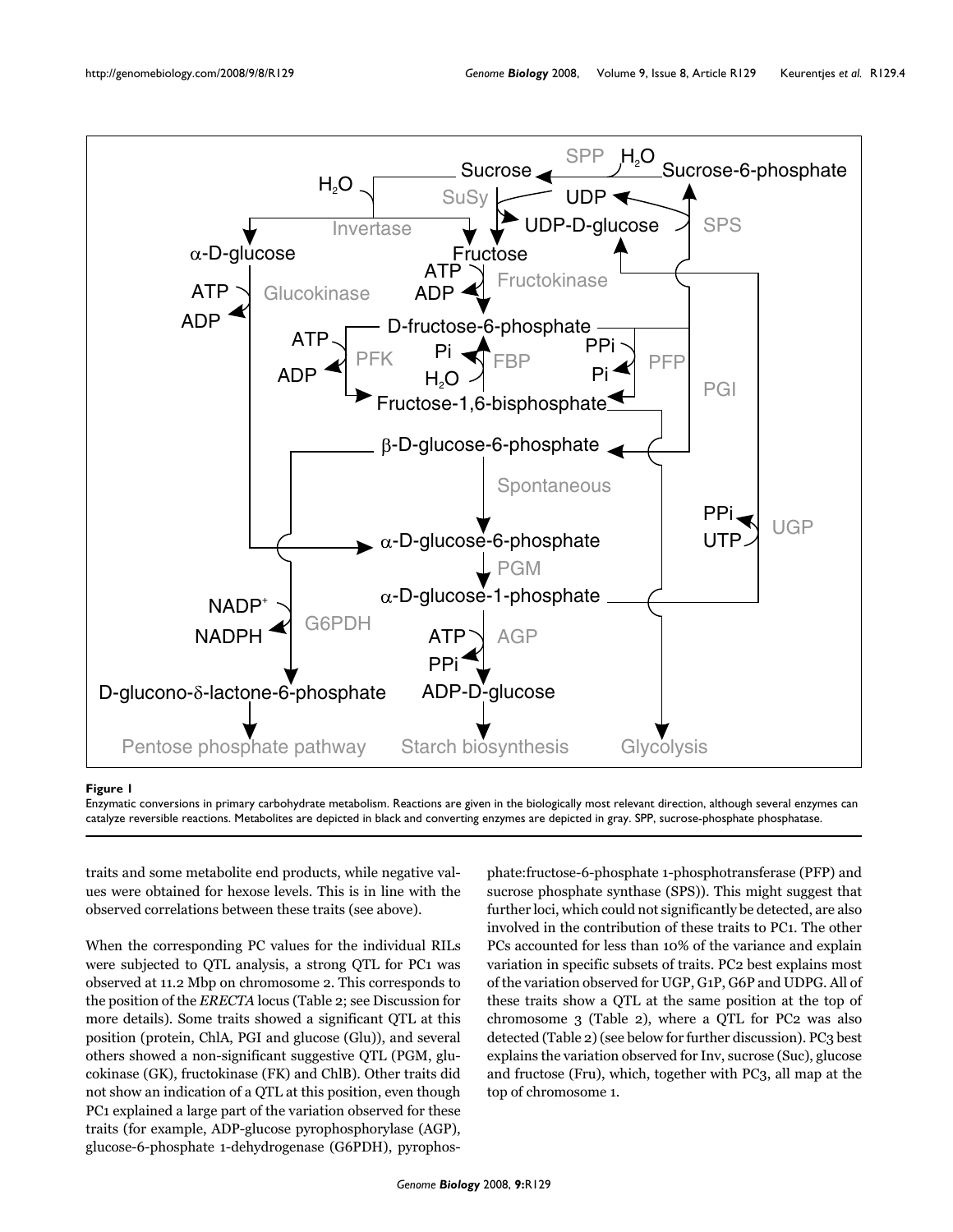**Figure 1**

Enzymatic conversions in primary carbohydrate metabolism. Reactions are given in the biologically most relevant direction, although several enzymes can catalyze reversible reactions. Metabolites are depicted in black and converting enzymes are depicted in gray. SPP, sucrose-phosphate phosphatase.

traits and some metabolite end products, while negative values were obtained for hexose levels. This is in line with the observed correlations between these traits (see above).

When the corresponding PC values for the individual RILs were subjected to QTL analysis, a strong QTL for PC1 was observed at 11.2 Mbp on chromosome 2. This corresponds to the position of the *ERECTA* locus (Table 2; see Discussion for more details). Some traits showed a significant QTL at this position (protein, ChlA, PGI and glucose (Glu)), and several others showed a non-significant suggestive QTL (PGM, glucokinase (GK), fructokinase (FK) and ChlB). Other traits did not show an indication of a QTL at this position, even though PC1 explained a large part of the variation observed for these traits (for example, ADP-glucose pyrophosphorylase (AGP), glucose-6-phosphate 1-dehydrogenase (G6PDH), pyrophosphate:fructose-6-phosphate 1-phosphotransferase (PFP) and sucrose phosphate synthase (SPS)). This might suggest that further loci, which could not significantly be detected, are also involved in the contribution of these traits to PC1. The other PCs accounted for less than 10% of the variance and explain variation in specific subsets of traits. PC2 best explains most of the variation observed for UGP, G1P, G6P and UDPG. All of these traits show a QTL at the same position at the top of chromosome 3 (Table 2), where a QTL for PC2 was also detected (Table 2) (see below for further discussion). PC3 best explains the variation observed for Inv, sucrose (Suc), glucose and fructose (Fru), which, together with PC3, all map at the top of chromosome 1.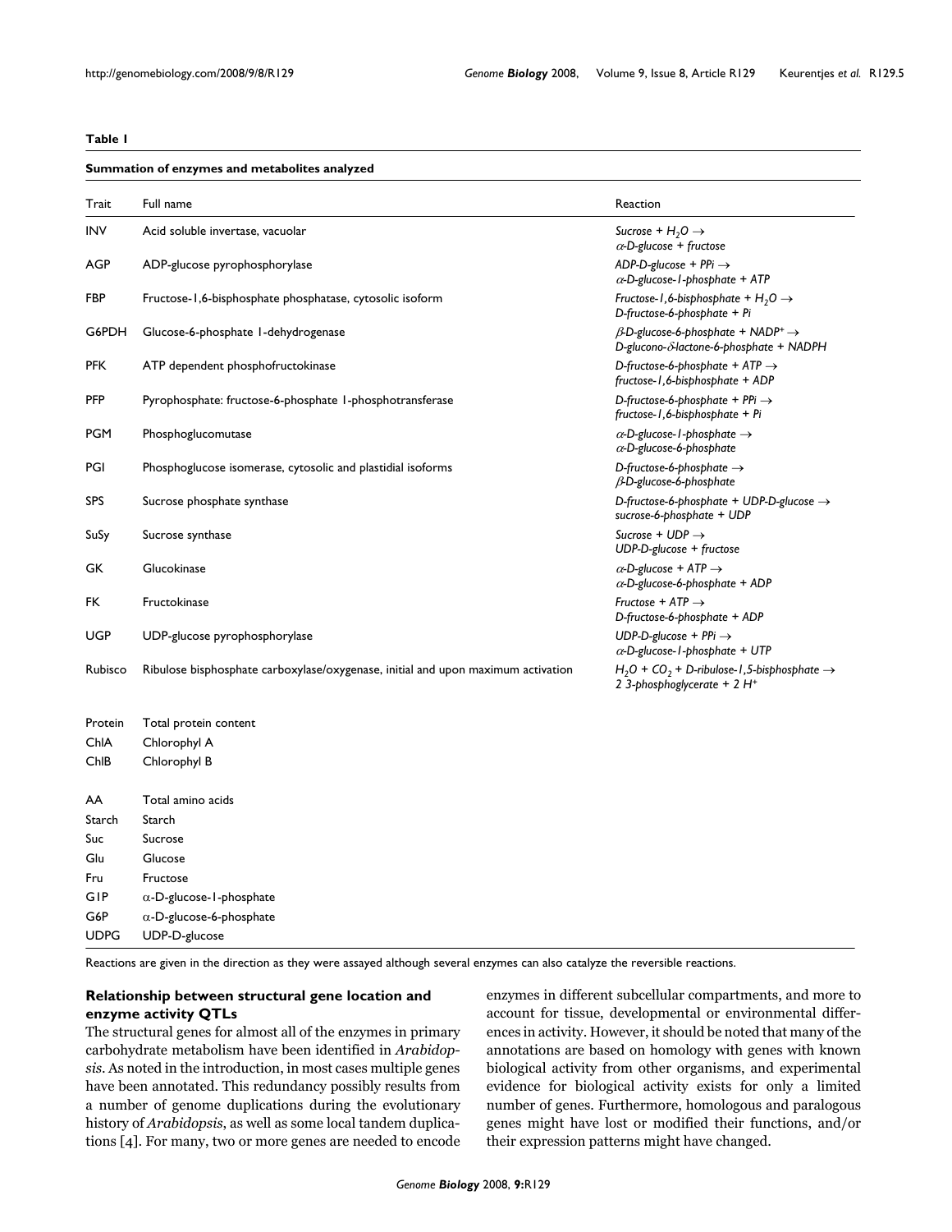**Table 1**

**Summation of enzymes and metabolites analyzed**

| Trait | Full name | Reaction |
|---|---|---|
| INV | Acid soluble invertase, vacuolar | *Sucrose +* $H_2O$ → *α-D-glucose + fructose* |
| AGP | ADP-glucose pyrophosphorylase | *ADP-D-glucose + PPi* → *α-D-glucose-1-phosphate + ATP* |
| FBP | Fructose-1,6-bisphosphate phosphatase, cytosolic isoform | *Fructose-1,6-bisphosphate +* $H_2O$ → *D-fructose-6-phosphate + Pi* |
| G6PDH | Glucose-6-phosphate 1-dehydrogenase | *β-D-glucose-6-phosphate +* $NADP^+$ → *D-glucono-δ-lactone-6-phosphate + NADPH* |
| PFK | ATP dependent phosphofructokinase | *D-fructose-6-phosphate + ATP* → *fructose-1,6-bisphosphate + ADP* |
| PFP | Pyrophosphate: fructose-6-phosphate 1-phosphotransferase | *D-fructose-6-phosphate + PPi* → *fructose-1,6-bisphosphate + Pi* |
| PGM | Phosphoglucomutase | *α-D-glucose-1-phosphate* → *α-D-glucose-6-phosphate* |
| PGI | Phosphoglucose isomerase, cytosolic and plastidial isoforms | *D-fructose-6-phosphate* → *β-D-glucose-6-phosphate* |
| SPS | Sucrose phosphate synthase | *D-fructose-6-phosphate + UDP-D-glucose* → *sucrose-6-phosphate + UDP* |
| SuSy | Sucrose synthase | *Sucrose + UDP* → *UDP-D-glucose + fructose* |
| GK | Glucokinase | *α-D-glucose + ATP* → *α-D-glucose-6-phosphate + ADP* |
| FK | Fructokinase | *Fructose + ATP* → *D-fructose-6-phosphate + ADP* |
| UGP | UDP-glucose pyrophosphorylase | *UDP-D-glucose + PPi* → *α-D-glucose-1-phosphate + UTP* |
| Rubisco | Ribulose bisphosphate carboxylase/oxygenase, initial and upon maximum activation | $H_2O$ + $CO_2$ *+ D-ribulose-1,5-bisphosphate* → *2 3-phosphoglycerate + 2* $H^+$ |
| | | |
| Protein | Total protein content | |
| ChlA | Chlorophyl A | |
| ChlB | Chlorophyl B | |
| | | |
| AA | Total amino acids | |
| Starch | Starch | |
| Suc | Sucrose | |
| Glu | Glucose | |
| Fru | Fructose | |
| G1P | α-D-glucose-1-phosphate | |
| G6P | α-D-glucose-6-phosphate | |
| UDPG | UDP-D-glucose | |

Reactions are given in the direction as they were assayed although several enzymes can also catalyze the reversible reactions.

### Relationship between structural gene location and enzyme activity QTLs

The structural genes for almost all of the enzymes in primary carbohydrate metabolism have been identified in *Arabidopsis*. As noted in the introduction, in most cases multiple genes have been annotated. This redundancy possibly results from a number of genome duplications during the evolutionary history of *Arabidopsis*, as well as some local tandem duplications [4]. For many, two or more genes are needed to encode enzymes in different subcellular compartments, and more to account for tissue, developmental or environmental differences in activity. However, it should be noted that many of the annotations are based on homology with genes with known biological activity from other organisms, and experimental evidence for biological activity exists for only a limited number of genes. Furthermore, homologous and paralogous genes might have lost or modified their functions, and/or their expression patterns might have changed.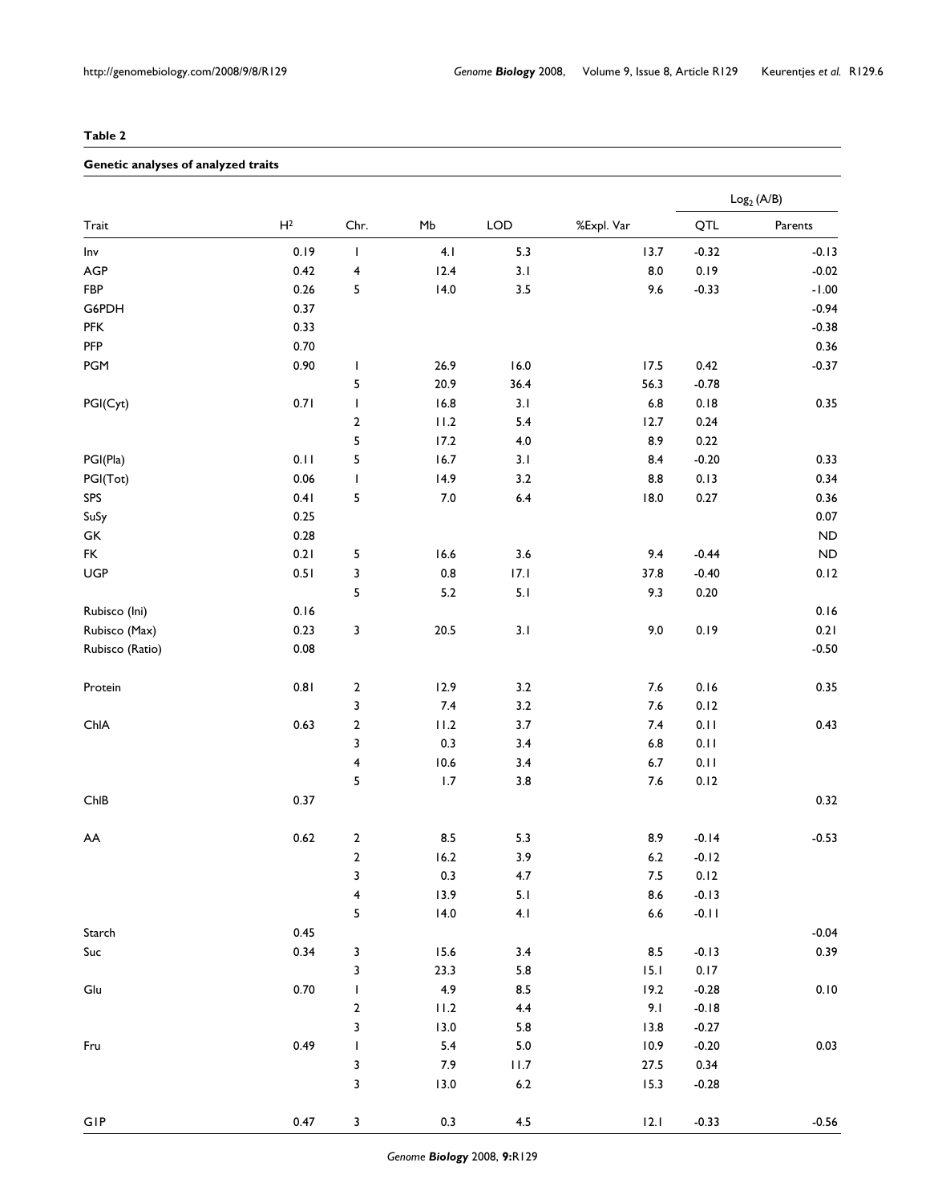**Table 2**

**Genetic analyses of analyzed traits**

| Trait | $H^2$ | Chr. | Mb | LOD | %Expl. Var | $Log_2$ (A/B) | |
|---|---|---|---|---|---|---|---|
| | | | | | | QTL | Parents |
| Inv | 0.19 | 1 | 4.1 | 5.3 | 13.7 | -0.32 | -0.13 |
| AGP | 0.42 | 4 | 12.4 | 3.1 | 8.0 | 0.19 | -0.02 |
| FBP | 0.26 | 5 | 14.0 | 3.5 | 9.6 | -0.33 | -1.00 |
| G6PDH | 0.37 | | | | | | -0.94 |
| PFK | 0.33 | | | | | | -0.38 |
| PFP | 0.70 | | | | | | 0.36 |
| PGM | 0.90 | 1 | 26.9 | 16.0 | 17.5 | 0.42 | -0.37 |
| | | 5 | 20.9 | 36.4 | 56.3 | -0.78 | |
| PGI(Cyt) | 0.71 | 1 | 16.8 | 3.1 | 6.8 | 0.18 | 0.35 |
| | | 2 | 11.2 | 5.4 | 12.7 | 0.24 | |
| | | 5 | 17.2 | 4.0 | 8.9 | 0.22 | |
| PGI(Pla) | 0.11 | 5 | 16.7 | 3.1 | 8.4 | -0.20 | 0.33 |
| PGI(Tot) | 0.06 | 1 | 14.9 | 3.2 | 8.8 | 0.13 | 0.34 |
| SPS | 0.41 | 5 | 7.0 | 6.4 | 18.0 | 0.27 | 0.36 |
| SuSy | 0.25 | | | | | | 0.07 |
| GK | 0.28 | | | | | | ND |
| FK | 0.21 | 5 | 16.6 | 3.6 | 9.4 | -0.44 | ND |
| UGP | 0.51 | 3 | 0.8 | 17.1 | 37.8 | -0.40 | 0.12 |
| | | 5 | 5.2 | 5.1 | 9.3 | 0.20 | |
| Rubisco (Ini) | 0.16 | | | | | | 0.16 |
| Rubisco (Max) | 0.23 | 3 | 20.5 | 3.1 | 9.0 | 0.19 | 0.21 |
| Rubisco (Ratio) | 0.08 | | | | | | -0.50 |
| Protein | 0.81 | 2 | 12.9 | 3.2 | 7.6 | 0.16 | 0.35 |
| | | 3 | 7.4 | 3.2 | 7.6 | 0.12 | |
| ChlA | 0.63 | 2 | 11.2 | 3.7 | 7.4 | 0.11 | 0.43 |
| | | 3 | 0.3 | 3.4 | 6.8 | 0.11 | |
| | | 4 | 10.6 | 3.4 | 6.7 | 0.11 | |
| | | 5 | 1.7 | 3.8 | 7.6 | 0.12 | |
| ChlB | 0.37 | | | | | | 0.32 |
| AA | 0.62 | 2 | 8.5 | 5.3 | 8.9 | -0.14 | -0.53 |
| | | 2 | 16.2 | 3.9 | 6.2 | -0.12 | |
| | | 3 | 0.3 | 4.7 | 7.5 | 0.12 | |
| | | 4 | 13.9 | 5.1 | 8.6 | -0.13 | |
| | | 5 | 14.0 | 4.1 | 6.6 | -0.11 | |
| Starch | 0.45 | | | | | | -0.04 |
| Suc | 0.34 | 3 | 15.6 | 3.4 | 8.5 | -0.13 | 0.39 |
| | | 3 | 23.3 | 5.8 | 15.1 | 0.17 | |
| Glu | 0.70 | 1 | 4.9 | 8.5 | 19.2 | -0.28 | 0.10 |
| | | 2 | 11.2 | 4.4 | 9.1 | -0.18 | |
| | | 3 | 13.0 | 5.8 | 13.8 | -0.27 | |
| Fru | 0.49 | 1 | 5.4 | 5.0 | 10.9 | -0.20 | 0.03 |
| | | 3 | 7.9 | 11.7 | 27.5 | 0.34 | |
| | | 3 | 13.0 | 6.2 | 15.3 | -0.28 | |
| G1P | 0.47 | 3 | 0.3 | 4.5 | 12.1 | -0.33 | -0.56 |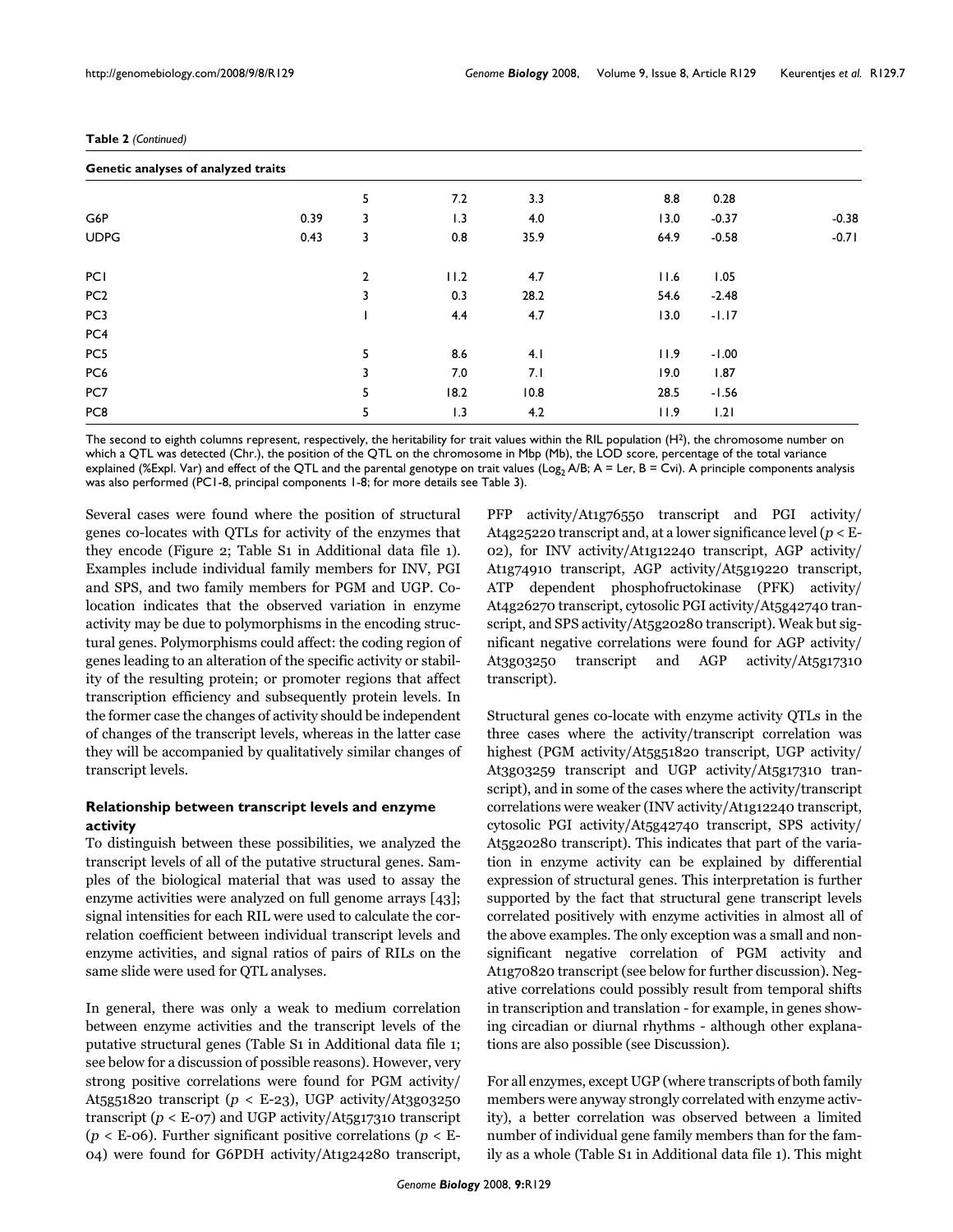**Table 2** *(Continued)*

| Genetic analyses of analyzed traits | | | | | | | |
|---|---|---|---|---|---|---|---|
| | | 5 | 7.2 | 3.3 | 8.8 | 0.28 | |
| G6P | 0.39 | 3 | 1.3 | 4.0 | 13.0 | -0.37 | -0.38 |
| UDPG | 0.43 | 3 | 0.8 | 35.9 | 64.9 | -0.58 | -0.71 |
| PC1 | | 2 | 11.2 | 4.7 | 11.6 | 1.05 | |
| PC2 | | 3 | 0.3 | 28.2 | 54.6 | -2.48 | |
| PC3 | | 1 | 4.4 | 4.7 | 13.0 | -1.17 | |
| PC4 | | | | | | | |
| PC5 | | 5 | 8.6 | 4.1 | 11.9 | -1.00 | |
| PC6 | | 3 | 7.0 | 7.1 | 19.0 | 1.87 | |
| PC7 | | 5 | 18.2 | 10.8 | 28.5 | -1.56 | |
| PC8 | | 5 | 1.3 | 4.2 | 11.9 | 1.21 | |

The second to eighth columns represent, respectively, the heritability for trait values within the RIL population ($H^2$), the chromosome number on which a QTL was detected (Chr.), the position of the QTL on the chromosome in Mbp (Mb), the LOD score, percentage of the total variance explained (%Expl. Var) and effect of the QTL and the parental genotype on trait values ($Log_2$ A/B; A = *Ler*, B = Cvi). A principle components analysis was also performed (PC1-8, principal components 1-8; for more details see Table 3).

Several cases were found where the position of structural genes co-locates with QTLs for activity of the enzymes that they encode (Figure 2; Table S1 in Additional data file 1). Examples include individual family members for INV, PGI and SPS, and two family members for PGM and UGP. Co-location indicates that the observed variation in enzyme activity may be due to polymorphisms in the encoding structural genes. Polymorphisms could affect: the coding region of genes leading to an alteration of the specific activity or stability of the resulting protein; or promoter regions that affect transcription efficiency and subsequently protein levels. In the former case the changes of activity should be independent of changes of the transcript levels, whereas in the latter case they will be accompanied by qualitatively similar changes of transcript levels.

### Relationship between transcript levels and enzyme activity

To distinguish between these possibilities, we analyzed the transcript levels of all of the putative structural genes. Samples of the biological material that was used to assay the enzyme activities were analyzed on full genome arrays [43]; signal intensities for each RIL were used to calculate the correlation coefficient between individual transcript levels and enzyme activities, and signal ratios of pairs of RILs on the same slide were used for QTL analyses.

In general, there was only a weak to medium correlation between enzyme activities and the transcript levels of the putative structural genes (Table S1 in Additional data file 1; see below for a discussion of possible reasons). However, very strong positive correlations were found for PGM activity/At5g51820 transcript ($p <$ E-23), UGP activity/At3g03250 transcript ($p <$ E-07) and UGP activity/At5g17310 transcript ($p <$ E-06). Further significant positive correlations ($p <$ E-04) were found for G6PDH activity/At1g24280 transcript, PFP activity/At1g76550 transcript and PGI activity/At4g25220 transcript and, at a lower significance level ($p <$ E-02), for INV activity/At1g12240 transcript, AGP activity/At1g74910 transcript, AGP activity/At5g19220 transcript, ATP dependent phosphofructokinase (PFK) activity/At4g26270 transcript, cytosolic PGI activity/At5g42740 transcript, and SPS activity/At5g20280 transcript). Weak but significant negative correlations were found for AGP activity/At3g03250 transcript and AGP activity/At5g17310 transcript).

Structural genes co-locate with enzyme activity QTLs in the three cases where the activity/transcript correlation was highest (PGM activity/At5g51820 transcript, UGP activity/At3g03259 transcript and UGP activity/At5g17310 transcript), and in some of the cases where the activity/transcript correlations were weaker (INV activity/At1g12240 transcript, cytosolic PGI activity/At5g42740 transcript, SPS activity/At5g20280 transcript). This indicates that part of the variation in enzyme activity can be explained by differential expression of structural genes. This interpretation is further supported by the fact that structural gene transcript levels correlated positively with enzyme activities in almost all of the above examples. The only exception was a small and non-significant negative correlation of PGM activity and At1g70820 transcript (see below for further discussion). Negative correlations could possibly result from temporal shifts in transcription and translation - for example, in genes showing circadian or diurnal rhythms - although other explanations are also possible (see Discussion).

For all enzymes, except UGP (where transcripts of both family members were anyway strongly correlated with enzyme activity), a better correlation was observed between a limited number of individual gene family members than for the family as a whole (Table S1 in Additional data file 1). This might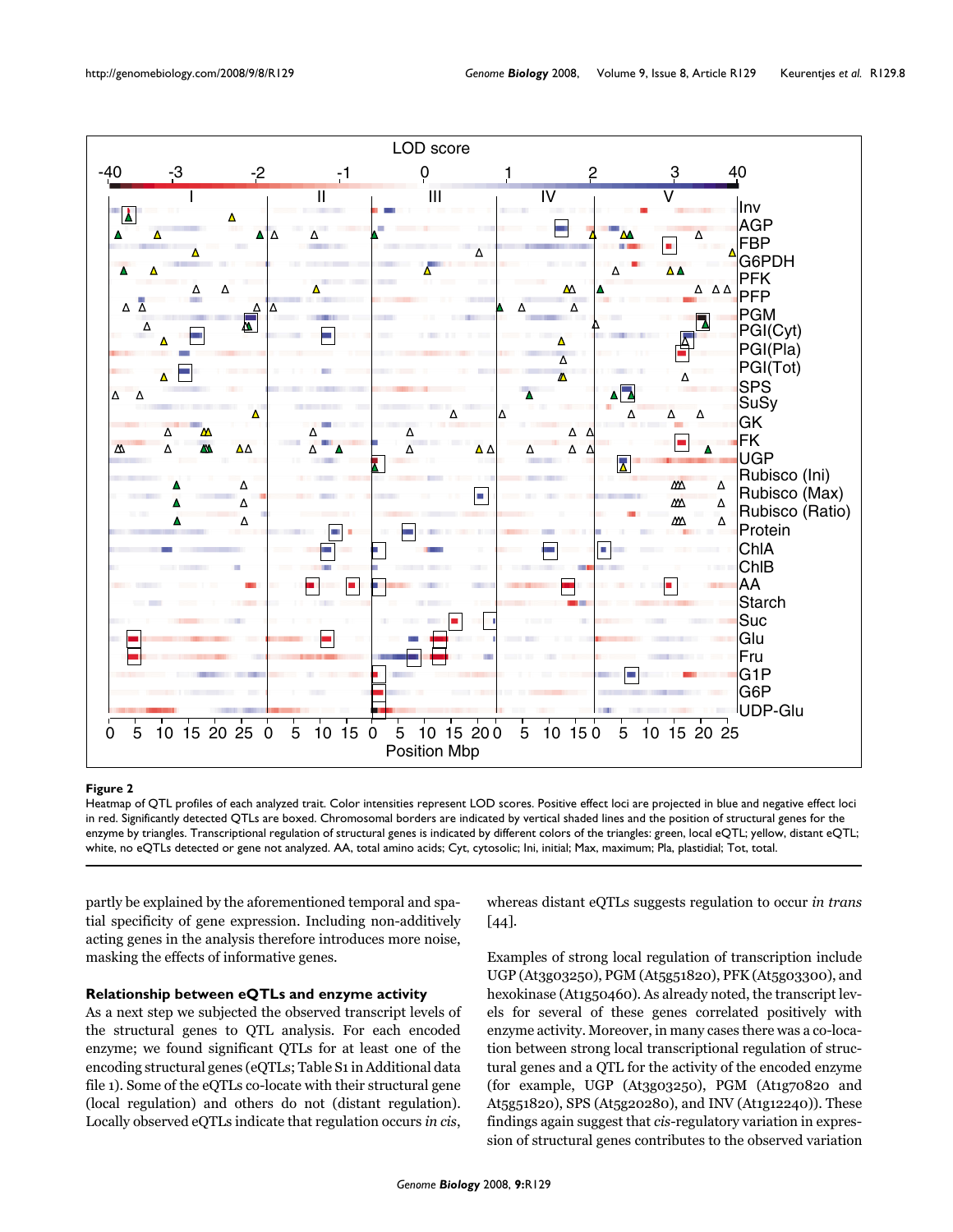**Figure 2**

Heatmap of QTL profiles of each analyzed trait. Color intensities represent LOD scores. Positive effect loci are projected in blue and negative effect loci in red. Significantly detected QTLs are boxed. Chromosomal borders are indicated by vertical shaded lines and the position of structural genes for the enzyme by triangles. Transcriptional regulation of structural genes is indicated by different colors of the triangles: green, local eQTL; yellow, distant eQTL; white, no eQTLs detected or gene not analyzed. AA, total amino acids; Cyt, cytosolic; Ini, initial; Max, maximum; Pla, plastidial; Tot, total.

partly be explained by the aforementioned temporal and spatial specificity of gene expression. Including non-additively acting genes in the analysis therefore introduces more noise, masking the effects of informative genes.

### Relationship between eQTLs and enzyme activity

As a next step we subjected the observed transcript levels of the structural genes to QTL analysis. For each encoded enzyme; we found significant QTLs for at least one of the encoding structural genes (eQTLs; Table S1 in Additional data file 1). Some of the eQTLs co-locate with their structural gene (local regulation) and others do not (distant regulation). Locally observed eQTLs indicate that regulation occurs *in cis*, whereas distant eQTLs suggests regulation to occur *in trans* [44].

Examples of strong local regulation of transcription include UGP (At3g03250), PGM (At5g51820), PFK (At5g03300), and hexokinase (At1g50460). As already noted, the transcript levels for several of these genes correlated positively with enzyme activity. Moreover, in many cases there was a co-location between strong local transcriptional regulation of structural genes and a QTL for the activity of the encoded enzyme (for example, UGP (At3g03250), PGM (At1g70820 and At5g51820), SPS (At5g20280), and INV (At1g12240)). These findings again suggest that *cis*-regulatory variation in expression of structural genes contributes to the observed variation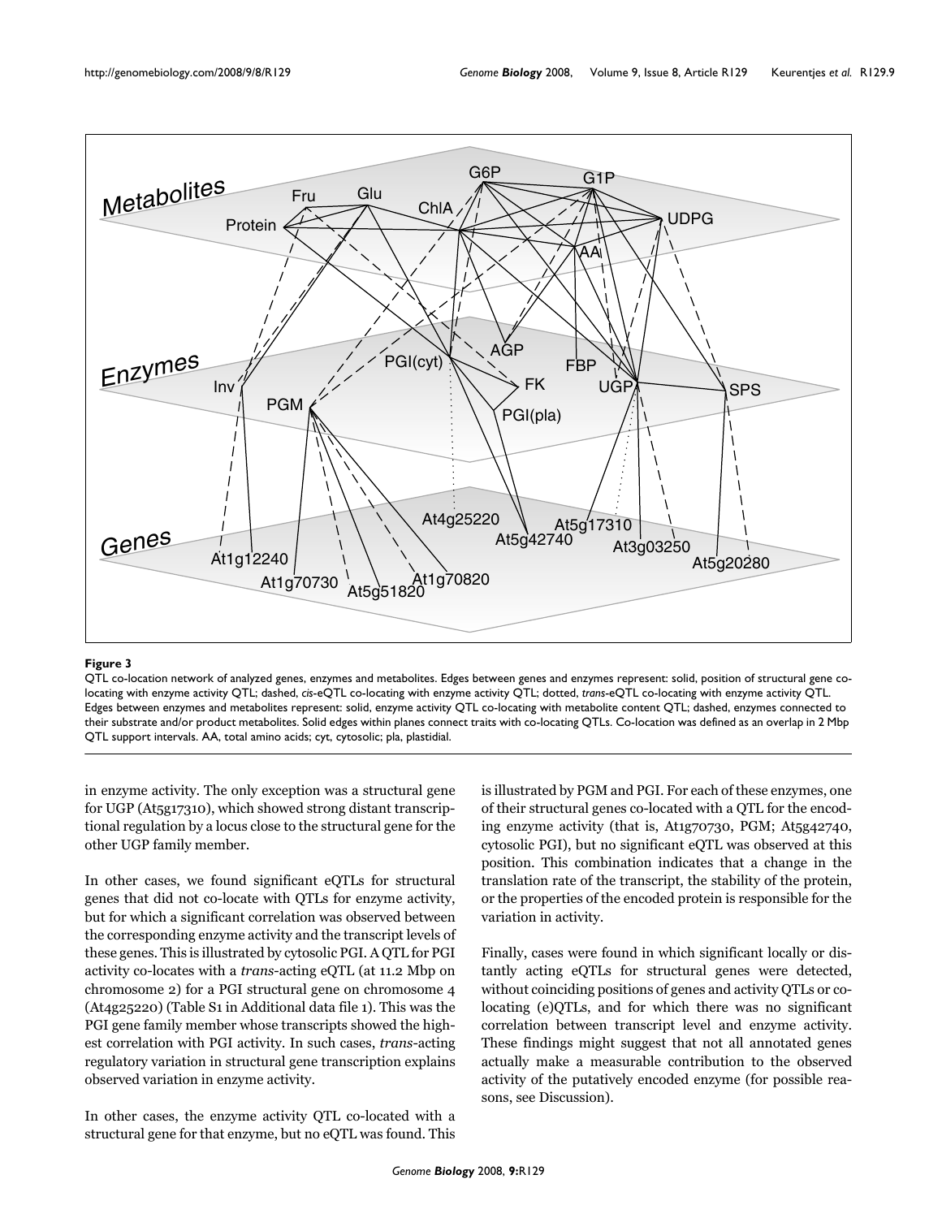**Figure 3**

QTL co-location network of analyzed genes, enzymes and metabolites. Edges between genes and enzymes represent: solid, position of structural gene co-locating with enzyme activity QTL; dashed, *cis*-eQTL co-locating with enzyme activity QTL; dotted, *trans*-eQTL co-locating with enzyme activity QTL. Edges between enzymes and metabolites represent: solid, enzyme activity QTL co-locating with metabolite content QTL; dashed, enzymes connected to their substrate and/or product metabolites. Solid edges within planes connect traits with co-locating QTLs. Co-location was defined as an overlap in 2 Mbp QTL support intervals. AA, total amino acids; cyt, cytosolic; pla, plastidial.

in enzyme activity. The only exception was a structural gene for UGP (At5g17310), which showed strong distant transcriptional regulation by a locus close to the structural gene for the other UGP family member.

In other cases, we found significant eQTLs for structural genes that did not co-locate with QTLs for enzyme activity, but for which a significant correlation was observed between the corresponding enzyme activity and the transcript levels of these genes. This is illustrated by cytosolic PGI. A QTL for PGI activity co-locates with a *trans*-acting eQTL (at 11.2 Mbp on chromosome 2) for a PGI structural gene on chromosome 4 (At4g25220) (Table S1 in Additional data file 1). This was the PGI gene family member whose transcripts showed the highest correlation with PGI activity. In such cases, *trans*-acting regulatory variation in structural gene transcription explains observed variation in enzyme activity.

In other cases, the enzyme activity QTL co-located with a structural gene for that enzyme, but no eQTL was found. This is illustrated by PGM and PGI. For each of these enzymes, one of their structural genes co-located with a QTL for the encoding enzyme activity (that is, At1g70730, PGM; At5g42740, cytosolic PGI), but no significant eQTL was observed at this position. This combination indicates that a change in the translation rate of the transcript, the stability of the protein, or the properties of the encoded protein is responsible for the variation in activity.

Finally, cases were found in which significant locally or distantly acting eQTLs for structural genes were detected, without coinciding positions of genes and activity QTLs or co-locating (e)QTLs, and for which there was no significant correlation between transcript level and enzyme activity. These findings might suggest that not all annotated genes actually make a measurable contribution to the observed activity of the putatively encoded enzyme (for possible reasons, see Discussion).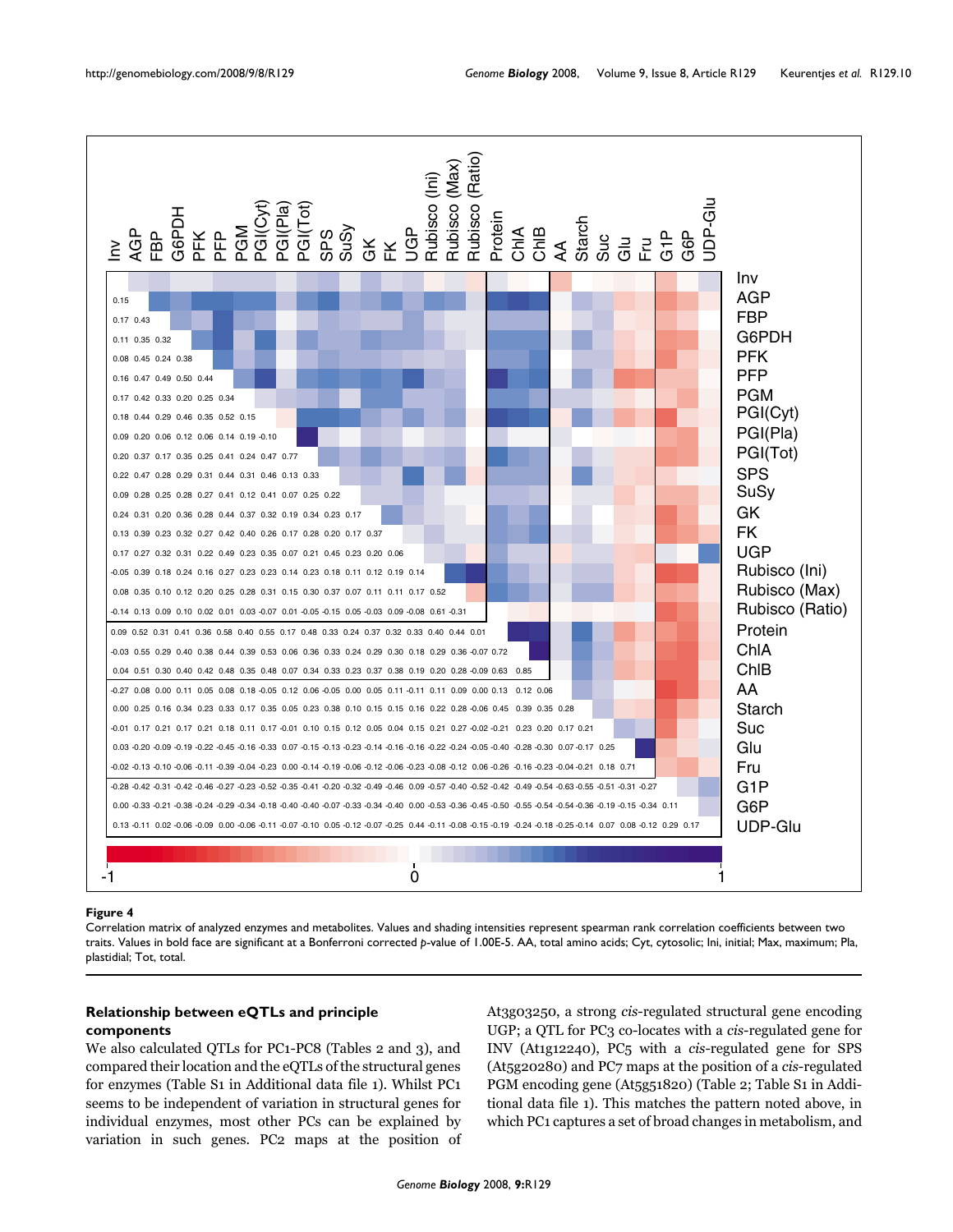| | Inv | AGP | FBP | G6PDH | PFK | PFP | PGM | PGI(Cyt) | PGI(Pla) | PGI(Tot) | SPS | SuSy | GK | FK | UGP | Rubisco (Ini) | Rubisco (Max) | Rubisco (Ratio) | Protein | ChlA | ChlB | AA | Starch | Suc | Glu | Fru | G1P | G6P |
|---|---|---|---|---|---|---|---|---|---|---|---|---|---|---|---|---|---|---|---|---|---|---|---|---|---|---|---|---|
| AGP | 0.15 | | | | | | | | | | | | | | | | | | | | | | | | | | | |
| FBP | 0.17 | 0.43 | | | | | | | | | | | | | | | | | | | | | | | | | | |
| G6PDH | 0.11 | 0.35 | 0.32 | | | | | | | | | | | | | | | | | | | | | | | | | |
| PFK | 0.08 | 0.45 | 0.24 | 0.38 | | | | | | | | | | | | | | | | | | | | | | | | |
| PFP | 0.16 | 0.47 | 0.49 | 0.50 | 0.44 | | | | | | | | | | | | | | | | | | | | | | | |
| PGM | 0.17 | 0.42 | 0.33 | 0.20 | 0.25 | 0.34 | | | | | | | | | | | | | | | | | | | | | | |
| PGI(Cyt) | 0.18 | 0.44 | 0.29 | 0.46 | 0.35 | 0.52 | 0.15 | | | | | | | | | | | | | | | | | | | | | |
| PGI(Pla) | 0.09 | 0.20 | 0.06 | 0.12 | 0.06 | 0.14 | 0.19 | -0.10 | | | | | | | | | | | | | | | | | | | | |
| PGI(Tot) | 0.20 | 0.37 | 0.17 | 0.35 | 0.25 | 0.41 | 0.24 | 0.47 | 0.77 | | | | | | | | | | | | | | | | | | | |
| SPS | 0.22 | 0.47 | 0.28 | 0.29 | 0.31 | 0.44 | 0.31 | 0.46 | 0.13 | 0.33 | | | | | | | | | | | | | | | | | | |
| SuSy | 0.09 | 0.28 | 0.25 | 0.28 | 0.27 | 0.41 | 0.12 | 0.41 | 0.07 | 0.25 | 0.22 | | | | | | | | | | | | | | | | | |
| GK | 0.24 | 0.31 | 0.20 | 0.36 | 0.28 | 0.44 | 0.37 | 0.32 | 0.19 | 0.34 | 0.23 | 0.17 | | | | | | | | | | | | | | | | |
| FK | 0.13 | 0.39 | 0.23 | 0.32 | 0.27 | 0.42 | 0.40 | 0.26 | 0.17 | 0.28 | 0.20 | 0.17 | 0.37 | | | | | | | | | | | | | | | |
| UGP | 0.17 | 0.27 | 0.32 | 0.31 | 0.22 | 0.49 | 0.23 | 0.35 | 0.07 | 0.21 | 0.45 | 0.23 | 0.20 | 0.06 | | | | | | | | | | | | | | |
| Rubisco (Ini) | -0.05 | 0.39 | 0.18 | 0.24 | 0.16 | 0.27 | 0.23 | 0.23 | 0.14 | 0.23 | 0.18 | 0.11 | 0.12 | 0.19 | 0.14 | | | | | | | | | | | | | |
| Rubisco (Max) | 0.08 | 0.35 | 0.10 | 0.12 | 0.20 | 0.25 | 0.28 | 0.31 | 0.15 | 0.30 | 0.37 | 0.07 | 0.11 | 0.11 | 0.17 | 0.52 | | | | | | | | | | | | |
| Rubisco (Ratio) | -0.14 | 0.13 | 0.09 | 0.10 | 0.02 | 0.01 | 0.03 | -0.07 | 0.01 | -0.05 | -0.15 | 0.05 | -0.03 | 0.09 | -0.08 | 0.61 | -0.31 | | | | | | | | | | | |
| Protein | 0.09 | 0.52 | 0.31 | 0.41 | 0.36 | 0.58 | 0.40 | 0.55 | 0.17 | 0.48 | 0.33 | 0.24 | 0.37 | 0.32 | 0.33 | 0.40 | 0.44 | 0.01 | | | | | | | | | | |
| ChlA | -0.03 | 0.55 | 0.29 | 0.40 | 0.38 | 0.44 | 0.39 | 0.53 | 0.06 | 0.36 | 0.33 | 0.24 | 0.29 | 0.30 | 0.18 | 0.29 | 0.36 | -0.07 | 0.72 | | | | | | | | | |
| ChlB | 0.04 | 0.51 | 0.30 | 0.40 | 0.42 | 0.48 | 0.35 | 0.48 | 0.07 | 0.34 | 0.33 | 0.23 | 0.37 | 0.38 | 0.19 | 0.20 | 0.28 | -0.09 | 0.63 | 0.85 | | | | | | | | |
| AA | -0.27 | 0.08 | 0.00 | 0.11 | 0.05 | 0.08 | 0.18 | -0.05 | 0.12 | 0.06 | -0.05 | 0.00 | 0.05 | 0.11 | -0.11 | 0.11 | 0.09 | 0.00 | 0.13 | 0.12 | 0.06 | | | | | | | |
| Starch | 0.00 | 0.25 | 0.16 | 0.34 | 0.23 | 0.33 | 0.17 | 0.35 | 0.05 | 0.23 | 0.38 | 0.10 | 0.15 | 0.15 | 0.16 | 0.22 | 0.28 | -0.06 | 0.45 | 0.39 | 0.35 | 0.28 | | | | | | |
| Suc | -0.01 | 0.17 | 0.21 | 0.17 | 0.21 | 0.18 | 0.11 | 0.17 | -0.01 | 0.10 | 0.15 | 0.12 | 0.05 | 0.04 | 0.15 | 0.21 | 0.27 | -0.02 | -0.21 | 0.23 | 0.20 | 0.17 | 0.21 | | | | | |
| Glu | 0.03 | -0.20 | -0.09 | -0.19 | -0.22 | -0.45 | -0.16 | -0.33 | 0.07 | -0.15 | -0.13 | -0.23 | -0.14 | -0.16 | -0.16 | -0.22 | -0.24 | -0.05 | -0.40 | -0.28 | -0.30 | 0.07 | -0.17 | 0.25 | | | | |
| Fru | -0.02 | -0.13 | -0.10 | -0.06 | -0.11 | -0.39 | -0.04 | -0.23 | 0.00 | -0.14 | -0.19 | -0.06 | -0.12 | -0.06 | -0.23 | -0.08 | -0.12 | 0.06 | -0.26 | -0.16 | -0.23 | -0.04 | -0.21 | 0.18 | 0.71 | | | |
| G1P | -0.28 | -0.42 | -0.31 | -0.42 | -0.46 | -0.27 | -0.23 | -0.52 | -0.35 | -0.41 | -0.20 | -0.32 | -0.49 | -0.46 | 0.09 | -0.57 | -0.40 | -0.52 | -0.42 | -0.49 | -0.54 | -0.63 | -0.55 | -0.51 | -0.31 | -0.27 | | |
| G6P | 0.00 | -0.33 | -0.21 | -0.38 | -0.24 | -0.29 | -0.34 | -0.18 | -0.40 | -0.40 | -0.07 | -0.33 | -0.34 | -0.40 | 0.00 | -0.53 | -0.36 | -0.45 | -0.50 | -0.55 | -0.54 | -0.54 | -0.36 | -0.19 | -0.15 | -0.34 | 0.11 | |
| UDP-Glu | 0.13 | -0.11 | 0.02 | -0.06 | -0.09 | 0.00 | -0.06 | -0.11 | -0.07 | -0.10 | 0.05 | -0.12 | -0.07 | -0.25 | 0.44 | -0.11 | -0.08 | -0.15 | -0.19 | -0.24 | -0.18 | -0.25 | -0.14 | 0.07 | 0.08 | -0.12 | 0.29 | 0.17 |

**Figure 4**

Correlation matrix of analyzed enzymes and metabolites. Values and shading intensities represent spearman rank correlation coefficients between two traits. Values in bold face are significant at a Bonferroni corrected *p*-value of 1.00E-5. AA, total amino acids; Cyt, cytosolic; Ini, initial; Max, maximum; Pla, plastidial; Tot, total.

### Relationship between eQTLs and principle components

We also calculated QTLs for PC1-PC8 (Tables 2 and 3), and compared their location and the eQTLs of the structural genes for enzymes (Table S1 in Additional data file 1). Whilst PC1 seems to be independent of variation in structural genes for individual enzymes, most other PCs can be explained by variation in such genes. PC2 maps at the position of At3g03250, a strong *cis*-regulated structural gene encoding UGP; a QTL for PC3 co-locates with a *cis*-regulated gene for INV (At1g12240), PC5 with a *cis*-regulated gene for SPS (At5g20280) and PC7 maps at the position of a *cis*-regulated PGM encoding gene (At5g51820) (Table 2; Table S1 in Additional data file 1). This matches the pattern noted above, in which PC1 captures a set of broad changes in metabolism, and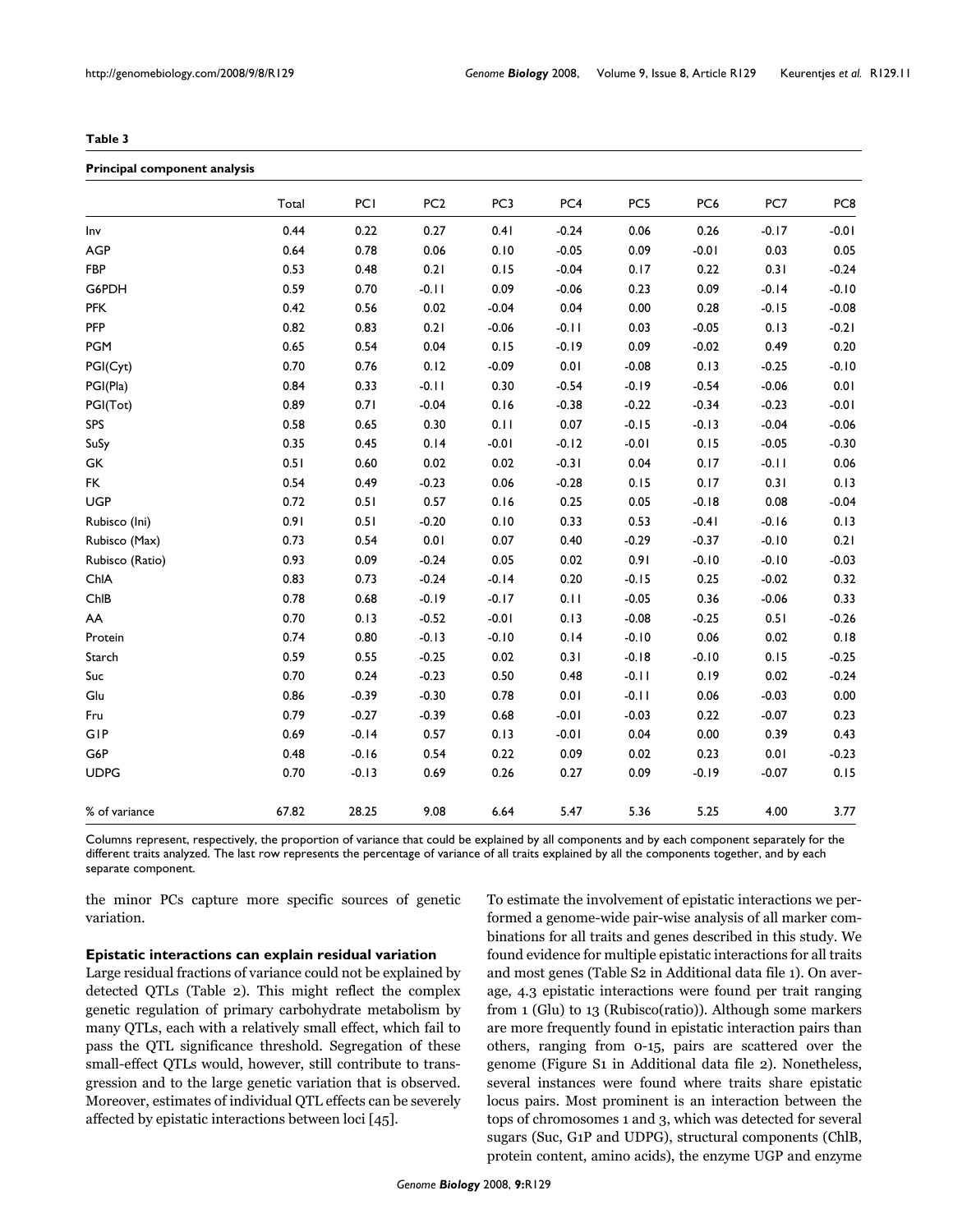**Table 3**

**Principal component analysis**

| | Total | PC1 | PC2 | PC3 | PC4 | PC5 | PC6 | PC7 | PC8 |
|---|---|---|---|---|---|---|---|---|---|
| Inv | 0.44 | 0.22 | 0.27 | 0.41 | -0.24 | 0.06 | 0.26 | -0.17 | -0.01 |
| AGP | 0.64 | 0.78 | 0.06 | 0.10 | -0.05 | 0.09 | -0.01 | 0.03 | 0.05 |
| FBP | 0.53 | 0.48 | 0.21 | 0.15 | -0.04 | 0.17 | 0.22 | 0.31 | -0.24 |
| G6PDH | 0.59 | 0.70 | -0.11 | 0.09 | -0.06 | 0.23 | 0.09 | -0.14 | -0.10 |
| PFK | 0.42 | 0.56 | 0.02 | -0.04 | 0.04 | 0.00 | 0.28 | -0.15 | -0.08 |
| PFP | 0.82 | 0.83 | 0.21 | -0.06 | -0.11 | 0.03 | -0.05 | 0.13 | -0.21 |
| PGM | 0.65 | 0.54 | 0.04 | 0.15 | -0.19 | 0.09 | -0.02 | 0.49 | 0.20 |
| PGI(Cyt) | 0.70 | 0.76 | 0.12 | -0.09 | 0.01 | -0.08 | 0.13 | -0.25 | -0.10 |
| PGI(Pla) | 0.84 | 0.33 | -0.11 | 0.30 | -0.54 | -0.19 | -0.54 | -0.06 | 0.01 |
| PGI(Tot) | 0.89 | 0.71 | -0.04 | 0.16 | -0.38 | -0.22 | -0.34 | -0.23 | -0.01 |
| SPS | 0.58 | 0.65 | 0.30 | 0.11 | 0.07 | -0.15 | -0.13 | -0.04 | -0.06 |
| SuSy | 0.35 | 0.45 | 0.14 | -0.01 | -0.12 | -0.01 | 0.15 | -0.05 | -0.30 |
| GK | 0.51 | 0.60 | 0.02 | 0.02 | -0.31 | 0.04 | 0.17 | -0.11 | 0.06 |
| FK | 0.54 | 0.49 | -0.23 | 0.06 | -0.28 | 0.15 | 0.17 | 0.31 | 0.13 |
| UGP | 0.72 | 0.51 | 0.57 | 0.16 | 0.25 | 0.05 | -0.18 | 0.08 | -0.04 |
| Rubisco (Ini) | 0.91 | 0.51 | -0.20 | 0.10 | 0.33 | 0.53 | -0.41 | -0.16 | 0.13 |
| Rubisco (Max) | 0.73 | 0.54 | 0.01 | 0.07 | 0.40 | -0.29 | -0.37 | -0.10 | 0.21 |
| Rubisco (Ratio) | 0.93 | 0.09 | -0.24 | 0.05 | 0.02 | 0.91 | -0.10 | -0.10 | -0.03 |
| ChlA | 0.83 | 0.73 | -0.24 | -0.14 | 0.20 | -0.15 | 0.25 | -0.02 | 0.32 |
| ChlB | 0.78 | 0.68 | -0.19 | -0.17 | 0.11 | -0.05 | 0.36 | -0.06 | 0.33 |
| AA | 0.70 | 0.13 | -0.52 | -0.01 | 0.13 | -0.08 | -0.25 | 0.51 | -0.26 |
| Protein | 0.74 | 0.80 | -0.13 | -0.10 | 0.14 | -0.10 | 0.06 | 0.02 | 0.18 |
| Starch | 0.59 | 0.55 | -0.25 | 0.02 | 0.31 | -0.18 | -0.10 | 0.15 | -0.25 |
| Suc | 0.70 | 0.24 | -0.23 | 0.50 | 0.48 | -0.11 | 0.19 | 0.02 | -0.24 |
| Glu | 0.86 | -0.39 | -0.30 | 0.78 | 0.01 | -0.11 | 0.06 | -0.03 | 0.00 |
| Fru | 0.79 | -0.27 | -0.39 | 0.68 | -0.01 | -0.03 | 0.22 | -0.07 | 0.23 |
| G1P | 0.69 | -0.14 | 0.57 | 0.13 | -0.01 | 0.04 | 0.00 | 0.39 | 0.43 |
| G6P | 0.48 | -0.16 | 0.54 | 0.22 | 0.09 | 0.02 | 0.23 | 0.01 | -0.23 |
| UDPG | 0.70 | -0.13 | 0.69 | 0.26 | 0.27 | 0.09 | -0.19 | -0.07 | 0.15 |
| % of variance | 67.82 | 28.25 | 9.08 | 6.64 | 5.47 | 5.36 | 5.25 | 4.00 | 3.77 |

Columns represent, respectively, the proportion of variance that could be explained by all components and by each component separately for the different traits analyzed. The last row represents the percentage of variance of all traits explained by all the components together, and by each separate component.

the minor PCs capture more specific sources of genetic variation.

### Epistatic interactions can explain residual variation

Large residual fractions of variance could not be explained by detected QTLs (Table 2). This might reflect the complex genetic regulation of primary carbohydrate metabolism by many QTLs, each with a relatively small effect, which fail to pass the QTL significance threshold. Segregation of these small-effect QTLs would, however, still contribute to transgression and to the large genetic variation that is observed. Moreover, estimates of individual QTL effects can be severely affected by epistatic interactions between loci [45].

To estimate the involvement of epistatic interactions we performed a genome-wide pair-wise analysis of all marker combinations for all traits and genes described in this study. We found evidence for multiple epistatic interactions for all traits and most genes (Table S2 in Additional data file 1). On average, 4.3 epistatic interactions were found per trait ranging from 1 (Glu) to 13 (Rubisco(ratio)). Although some markers are more frequently found in epistatic interaction pairs than others, ranging from 0-15, pairs are scattered over the genome (Figure S1 in Additional data file 2). Nonetheless, several instances were found where traits share epistatic locus pairs. Most prominent is an interaction between the tops of chromosomes 1 and 3, which was detected for several sugars (Suc, G1P and UDPG), structural components (ChlB, protein content, amino acids), the enzyme UGP and enzyme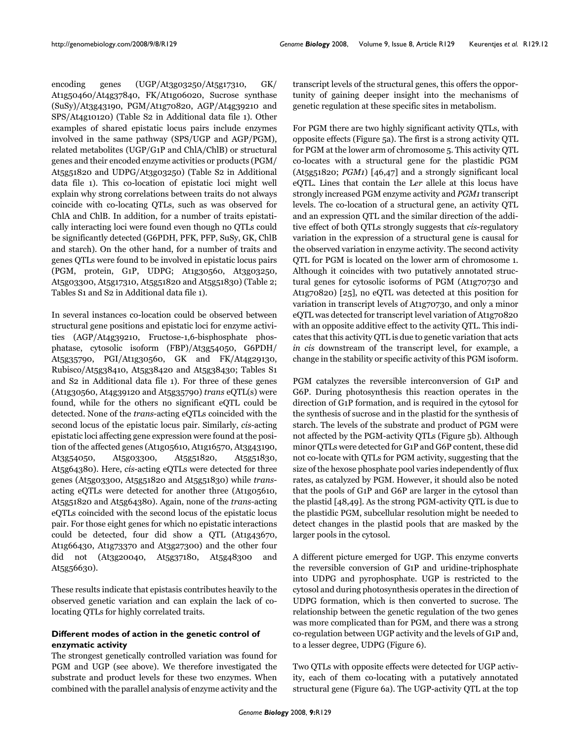encoding genes (UGP/At3g03250/At5g17310, GK/At1g50460/At4g37840, FK/At1g06020, Sucrose synthase (SuSy)/At3g43190, PGM/At1g70820, AGP/At4g39210 and SPS/At4g10120) (Table S2 in Additional data file 1). Other examples of shared epistatic locus pairs include enzymes involved in the same pathway (SPS/UGP and AGP/PGM), related metabolites (UGP/G1P and ChlA/ChlB) or structural genes and their encoded enzyme activities or products (PGM/At5g51820 and UDPG/At3g03250) (Table S2 in Additional data file 1). This co-location of epistatic loci might well explain why strong correlations between traits do not always coincide with co-locating QTLs, such as was observed for ChlA and ChlB. In addition, for a number of traits epistatically interacting loci were found even though no QTLs could be significantly detected (G6PDH, PFK, PFP, SuSy, GK, ChlB and starch). On the other hand, for a number of traits and genes QTLs were found to be involved in epistatic locus pairs (PGM, protein, G1P, UDPG; At1g30560, At3g03250, At5g03300, At5g17310, At5g51820 and At5g51830) (Table 2; Tables S1 and S2 in Additional data file 1).

In several instances co-location could be observed between structural gene positions and epistatic loci for enzyme activities (AGP/At4g39210, Fructose-1,6-bisphosphate phosphatase, cytosolic isoform (FBP)/At3g54050, G6PDH/At5g35790, PGI/At1g30560, GK and FK/At4g29130, Rubisco/At5g38410, At5g38420 and At5g38430; Tables S1 and S2 in Additional data file 1). For three of these genes (At1g30560, At4g39120 and At5g35790) *trans* eQTL(s) were found, while for the others no significant eQTL could be detected. None of the *trans*-acting eQTLs coincided with the second locus of the epistatic locus pair. Similarly, *cis*-acting epistatic loci affecting gene expression were found at the position of the affected genes (At1g05610, At1g16570, At3g43190, At3g54050, At5g03300, At5g51820, At5g51830, At5g64380). Here, *cis*-acting eQTLs were detected for three genes (At5g03300, At5g51820 and At5g51830) while *trans*-acting eQTLs were detected for another three (At1g05610, At5g51820 and At5g64380). Again, none of the *trans*-acting eQTLs coincided with the second locus of the epistatic locus pair. For those eight genes for which no epistatic interactions could be detected, four did show a QTL (At1g43670, At1g66430, At1g73370 and At3g27300) and the other four did not (At3g20040, At5g37180, At5g48300 and At5g56630).

These results indicate that epistasis contributes heavily to the observed genetic variation and can explain the lack of co-locating QTLs for highly correlated traits.

### Different modes of action in the genetic control of enzymatic activity

The strongest genetically controlled variation was found for PGM and UGP (see above). We therefore investigated the substrate and product levels for these two enzymes. When combined with the parallel analysis of enzyme activity and the transcript levels of the structural genes, this offers the opportunity of gaining deeper insight into the mechanisms of genetic regulation at these specific sites in metabolism.

For PGM there are two highly significant activity QTLs, with opposite effects (Figure 5a). The first is a strong activity QTL for PGM at the lower arm of chromosome 5. This activity QTL co-locates with a structural gene for the plastidic PGM (At5g51820; *PGM1*) [46,47] and a strongly significant local eQTL. Lines that contain the L*er* allele at this locus have strongly increased PGM enzyme activity and *PGM1* transcript levels. The co-location of a structural gene, an activity QTL and an expression QTL and the similar direction of the additive effect of both QTLs strongly suggests that *cis*-regulatory variation in the expression of a structural gene is causal for the observed variation in enzyme activity. The second activity QTL for PGM is located on the lower arm of chromosome 1. Although it coincides with two putatively annotated structural genes for cytosolic isoforms of PGM (At1g70730 and At1g70820) [25], no eQTL was detected at this position for variation in transcript levels of At1g70730, and only a minor eQTL was detected for transcript level variation of At1g70820 with an opposite additive effect to the activity QTL. This indicates that this activity QTL is due to genetic variation that acts *in cis* downstream of the transcript level, for example, a change in the stability or specific activity of this PGM isoform.

PGM catalyzes the reversible interconversion of G1P and G6P. During photosynthesis this reaction operates in the direction of G1P formation, and is required in the cytosol for the synthesis of sucrose and in the plastid for the synthesis of starch. The levels of the substrate and product of PGM were not affected by the PGM-activity QTLs (Figure 5b). Although minor QTLs were detected for G1P and G6P content, these did not co-locate with QTLs for PGM activity, suggesting that the size of the hexose phosphate pool varies independently of flux rates, as catalyzed by PGM. However, it should also be noted that the pools of G1P and G6P are larger in the cytosol than the plastid [48,49]. As the strong PGM-activity QTL is due to the plastidic PGM, subcellular resolution might be needed to detect changes in the plastid pools that are masked by the larger pools in the cytosol.

A different picture emerged for UGP. This enzyme converts the reversible conversion of G1P and uridine-triphosphate into UDPG and pyrophosphate. UGP is restricted to the cytosol and during photosynthesis operates in the direction of UDPG formation, which is then converted to sucrose. The relationship between the genetic regulation of the two genes was more complicated than for PGM, and there was a strong co-regulation between UGP activity and the levels of G1P and, to a lesser degree, UDPG (Figure 6).

Two QTLs with opposite effects were detected for UGP activity, each of them co-locating with a putatively annotated structural gene (Figure 6a). The UGP-activity QTL at the top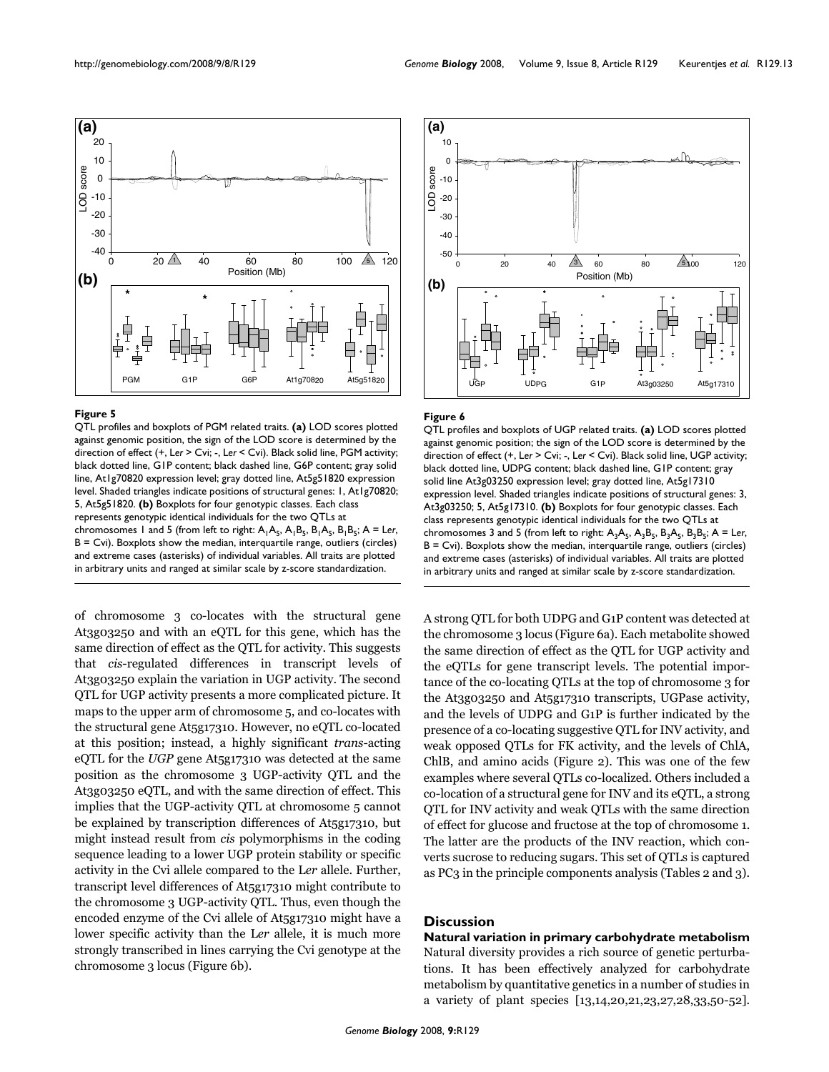**Figure 5**

QTL profiles and boxplots of PGM related traits. **(a)** LOD scores plotted against genomic position, the sign of the LOD score is determined by the direction of effect (+, L*er* > Cvi; -, L*er* < Cvi). Black solid line, PGM activity; black dotted line, G1P content; black dashed line, G6P content; gray solid line, At1g70820 expression level; gray dotted line, At5g51820 expression level. Shaded triangles indicate positions of structural genes: 1, At1g70820; 5, At5g51820. **(b)** Boxplots for four genotypic classes. Each class represents genotypic identical individuals for the two QTLs at chromosomes 1 and 5 (from left to right: $A_1A_5$, $A_1B_5$, $B_1A_5$, $B_1B_5$; A = L*er*, B = Cvi). Boxplots show the median, interquartile range, outliers (circles) and extreme cases (asterisks) of individual variables. All traits are plotted in arbitrary units and ranged at similar scale by z-score standardization.

**Figure 6**

QTL profiles and boxplots of UGP related traits. **(a)** LOD scores plotted against genomic position; the sign of the LOD score is determined by the direction of effect (+, L*er* > Cvi; -, L*er* < Cvi). Black solid line, UGP activity; black dotted line, UDPG content; black dashed line, G1P content; gray solid line At3g03250 expression level; gray dotted line, At5g17310 expression level. Shaded triangles indicate positions of structural genes: 3, At3g03250; 5, At5g17310. **(b)** Boxplots for four genotypic classes. Each class represents genotypic identical individuals for the two QTLs at chromosomes 3 and 5 (from left to right: $A_3A_5$, $A_3B_5$, $B_3A_5$, $B_3B_5$; A = L*er*, B = Cvi). Boxplots show the median, interquartile range, outliers (circles) and extreme cases (asterisks) of individual variables. All traits are plotted in arbitrary units and ranged at similar scale by z-score standardization.

of chromosome 3 co-locates with the structural gene At3g03250 and with an eQTL for this gene, which has the same direction of effect as the QTL for activity. This suggests that *cis*-regulated differences in transcript levels of At3g03250 explain the variation in UGP activity. The second QTL for UGP activity presents a more complicated picture. It maps to the upper arm of chromosome 5, and co-locates with the structural gene At5g17310. However, no eQTL co-located at this position; instead, a highly significant *trans*-acting eQTL for the *UGP* gene At5g17310 was detected at the same position as the chromosome 3 UGP-activity QTL and the At3g03250 eQTL, and with the same direction of effect. This implies that the UGP-activity QTL at chromosome 5 cannot be explained by transcription differences of At5g17310, but might instead result from *cis* polymorphisms in the coding sequence leading to a lower UGP protein stability or specific activity in the Cvi allele compared to the L*er* allele. Further, transcript level differences of At5g17310 might contribute to the chromosome 3 UGP-activity QTL. Thus, even though the encoded enzyme of the Cvi allele of At5g17310 might have a lower specific activity than the L*er* allele, it is much more strongly transcribed in lines carrying the Cvi genotype at the chromosome 3 locus (Figure 6b).

A strong QTL for both UDPG and G1P content was detected at the chromosome 3 locus (Figure 6a). Each metabolite showed the same direction of effect as the QTL for UGP activity and the eQTLs for gene transcript levels. The potential importance of the co-locating QTLs at the top of chromosome 3 for the At3g03250 and At5g17310 transcripts, UGPase activity, and the levels of UDPG and G1P is further indicated by the presence of a co-locating suggestive QTL for INV activity, and weak opposed QTLs for FK activity, and the levels of ChlA, ChlB, and amino acids (Figure 2). This was one of the few examples where several QTLs co-localized. Others included a co-location of a structural gene for INV and its eQTL, a strong QTL for INV activity and weak QTLs with the same direction of effect for glucose and fructose at the top of chromosome 1. The latter are the products of the INV reaction, which converts sucrose to reducing sugars. This set of QTLs is captured as PC3 in the principle components analysis (Tables 2 and 3).

## Discussion

### Natural variation in primary carbohydrate metabolism

Natural diversity provides a rich source of genetic perturbations. It has been effectively analyzed for carbohydrate metabolism by quantitative genetics in a number of studies in a variety of plant species [13,14,20,21,23,27,28,33,50-52].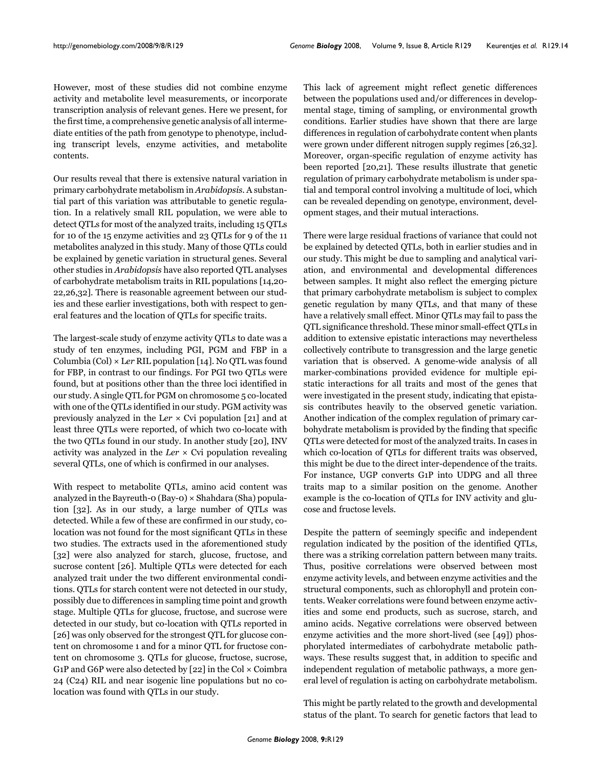However, most of these studies did not combine enzyme activity and metabolite level measurements, or incorporate transcription analysis of relevant genes. Here we present, for the first time, a comprehensive genetic analysis of all intermediate entities of the path from genotype to phenotype, including transcript levels, enzyme activities, and metabolite contents.

Our results reveal that there is extensive natural variation in primary carbohydrate metabolism in *Arabidopsis*. A substantial part of this variation was attributable to genetic regulation. In a relatively small RIL population, we were able to detect QTLs for most of the analyzed traits, including 15 QTLs for 10 of the 15 enzyme activities and 23 QTLs for 9 of the 11 metabolites analyzed in this study. Many of those QTLs could be explained by genetic variation in structural genes. Several other studies in *Arabidopsis* have also reported QTL analyses of carbohydrate metabolism traits in RIL populations [14,20-22,26,32]. There is reasonable agreement between our studies and these earlier investigations, both with respect to general features and the location of QTLs for specific traits.

The largest-scale study of enzyme activity QTLs to date was a study of ten enzymes, including PGI, PGM and FBP in a Columbia (Col) × L*er* RIL population [14]. No QTL was found for FBP, in contrast to our findings. For PGI two QTLs were found, but at positions other than the three loci identified in our study. A single QTL for PGM on chromosome 5 co-located with one of the QTLs identified in our study. PGM activity was previously analyzed in the L*er* × Cvi population [21] and at least three QTLs were reported, of which two co-locate with the two QTLs found in our study. In another study [20], INV activity was analyzed in the *Ler* × Cvi population revealing several QTLs, one of which is confirmed in our analyses.

With respect to metabolite QTLs, amino acid content was analyzed in the Bayreuth-0 (Bay-0) × Shahdara (Sha) population [32]. As in our study, a large number of QTLs was detected. While a few of these are confirmed in our study, co-location was not found for the most significant QTLs in these two studies. The extracts used in the aforementioned study [32] were also analyzed for starch, glucose, fructose, and sucrose content [26]. Multiple QTLs were detected for each analyzed trait under the two different environmental conditions. QTLs for starch content were not detected in our study, possibly due to differences in sampling time point and growth stage. Multiple QTLs for glucose, fructose, and sucrose were detected in our study, but co-location with QTLs reported in [26] was only observed for the strongest QTL for glucose content on chromosome 1 and for a minor QTL for fructose content on chromosome 3. QTLs for glucose, fructose, sucrose, G1P and G6P were also detected by [22] in the Col × Coimbra 24 (C24) RIL and near isogenic line populations but no co-location was found with QTLs in our study.

This lack of agreement might reflect genetic differences between the populations used and/or differences in developmental stage, timing of sampling, or environmental growth conditions. Earlier studies have shown that there are large differences in regulation of carbohydrate content when plants were grown under different nitrogen supply regimes [26,32]. Moreover, organ-specific regulation of enzyme activity has been reported [20,21]. These results illustrate that genetic regulation of primary carbohydrate metabolism is under spatial and temporal control involving a multitude of loci, which can be revealed depending on genotype, environment, development stages, and their mutual interactions.

There were large residual fractions of variance that could not be explained by detected QTLs, both in earlier studies and in our study. This might be due to sampling and analytical variation, and environmental and developmental differences between samples. It might also reflect the emerging picture that primary carbohydrate metabolism is subject to complex genetic regulation by many QTLs, and that many of these have a relatively small effect. Minor QTLs may fail to pass the QTL significance threshold. These minor small-effect QTLs in addition to extensive epistatic interactions may nevertheless collectively contribute to transgression and the large genetic variation that is observed. A genome-wide analysis of all marker-combinations provided evidence for multiple epistatic interactions for all traits and most of the genes that were investigated in the present study, indicating that epistasis contributes heavily to the observed genetic variation. Another indication of the complex regulation of primary carbohydrate metabolism is provided by the finding that specific QTLs were detected for most of the analyzed traits. In cases in which co-location of QTLs for different traits was observed, this might be due to the direct inter-dependence of the traits. For instance, UGP converts G1P into UDPG and all three traits map to a similar position on the genome. Another example is the co-location of QTLs for INV activity and glucose and fructose levels.

Despite the pattern of seemingly specific and independent regulation indicated by the position of the identified QTLs, there was a striking correlation pattern between many traits. Thus, positive correlations were observed between most enzyme activity levels, and between enzyme activities and the structural components, such as chlorophyll and protein contents. Weaker correlations were found between enzyme activities and some end products, such as sucrose, starch, and amino acids. Negative correlations were observed between enzyme activities and the more short-lived (see [49]) phosphorylated intermediates of carbohydrate metabolic pathways. These results suggest that, in addition to specific and independent regulation of metabolic pathways, a more general level of regulation is acting on carbohydrate metabolism.

This might be partly related to the growth and developmental status of the plant. To search for genetic factors that lead to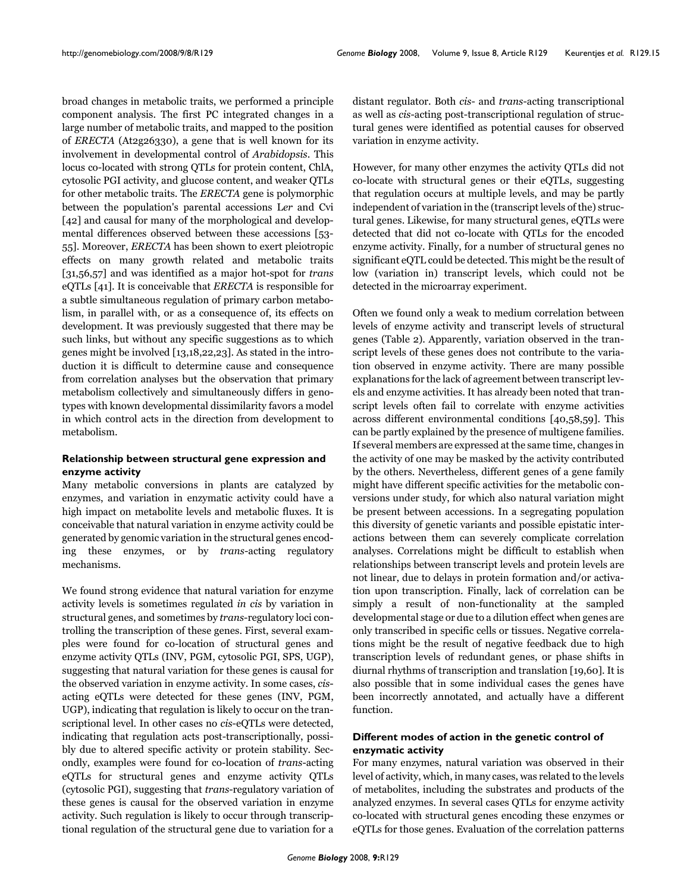broad changes in metabolic traits, we performed a principle component analysis. The first PC integrated changes in a large number of metabolic traits, and mapped to the position of *ERECTA* (At2g26330), a gene that is well known for its involvement in developmental control of *Arabidopsis*. This locus co-located with strong QTLs for protein content, ChlA, cytosolic PGI activity, and glucose content, and weaker QTLs for other metabolic traits. The *ERECTA* gene is polymorphic between the population's parental accessions L*er* and Cvi [42] and causal for many of the morphological and developmental differences observed between these accessions [53-55]. Moreover, *ERECTA* has been shown to exert pleiotropic effects on many growth related and metabolic traits [31,56,57] and was identified as a major hot-spot for *trans* eQTLs [41]. It is conceivable that *ERECTA* is responsible for a subtle simultaneous regulation of primary carbon metabolism, in parallel with, or as a consequence of, its effects on development. It was previously suggested that there may be such links, but without any specific suggestions as to which genes might be involved [13,18,22,23]. As stated in the introduction it is difficult to determine cause and consequence from correlation analyses but the observation that primary metabolism collectively and simultaneously differs in genotypes with known developmental dissimilarity favors a model in which control acts in the direction from development to metabolism.

### Relationship between structural gene expression and enzyme activity

Many metabolic conversions in plants are catalyzed by enzymes, and variation in enzymatic activity could have a high impact on metabolite levels and metabolic fluxes. It is conceivable that natural variation in enzyme activity could be generated by genomic variation in the structural genes encoding these enzymes, or by *trans*-acting regulatory mechanisms.

We found strong evidence that natural variation for enzyme activity levels is sometimes regulated *in cis* by variation in structural genes, and sometimes by *trans*-regulatory loci controlling the transcription of these genes. First, several examples were found for co-location of structural genes and enzyme activity QTLs (INV, PGM, cytosolic PGI, SPS, UGP), suggesting that natural variation for these genes is causal for the observed variation in enzyme activity. In some cases, *cis*-acting eQTLs were detected for these genes (INV, PGM, UGP), indicating that regulation is likely to occur on the transcriptional level. In other cases no *cis*-eQTLs were detected, indicating that regulation acts post-transcriptionally, possibly due to altered specific activity or protein stability. Secondly, examples were found for co-location of *trans*-acting eQTLs for structural genes and enzyme activity QTLs (cytosolic PGI), suggesting that *trans*-regulatory variation of these genes is causal for the observed variation in enzyme activity. Such regulation is likely to occur through transcriptional regulation of the structural gene due to variation for a distant regulator. Both *cis*- and *trans*-acting transcriptional as well as *cis*-acting post-transcriptional regulation of structural genes were identified as potential causes for observed variation in enzyme activity.

However, for many other enzymes the activity QTLs did not co-locate with structural genes or their eQTLs, suggesting that regulation occurs at multiple levels, and may be partly independent of variation in the (transcript levels of the) structural genes. Likewise, for many structural genes, eQTLs were detected that did not co-locate with QTLs for the encoded enzyme activity. Finally, for a number of structural genes no significant eQTL could be detected. This might be the result of low (variation in) transcript levels, which could not be detected in the microarray experiment.

Often we found only a weak to medium correlation between levels of enzyme activity and transcript levels of structural genes (Table 2). Apparently, variation observed in the transcript levels of these genes does not contribute to the variation observed in enzyme activity. There are many possible explanations for the lack of agreement between transcript levels and enzyme activities. It has already been noted that transcript levels often fail to correlate with enzyme activities across different environmental conditions [40,58,59]. This can be partly explained by the presence of multigene families. If several members are expressed at the same time, changes in the activity of one may be masked by the activity contributed by the others. Nevertheless, different genes of a gene family might have different specific activities for the metabolic conversions under study, for which also natural variation might be present between accessions. In a segregating population this diversity of genetic variants and possible epistatic interactions between them can severely complicate correlation analyses. Correlations might be difficult to establish when relationships between transcript levels and protein levels are not linear, due to delays in protein formation and/or activation upon transcription. Finally, lack of correlation can be simply a result of non-functionality at the sampled developmental stage or due to a dilution effect when genes are only transcribed in specific cells or tissues. Negative correlations might be the result of negative feedback due to high transcription levels of redundant genes, or phase shifts in diurnal rhythms of transcription and translation [19,60]. It is also possible that in some individual cases the genes have been incorrectly annotated, and actually have a different function.

### Different modes of action in the genetic control of enzymatic activity

For many enzymes, natural variation was observed in their level of activity, which, in many cases, was related to the levels of metabolites, including the substrates and products of the analyzed enzymes. In several cases QTLs for enzyme activity co-located with structural genes encoding these enzymes or eQTLs for those genes. Evaluation of the correlation patterns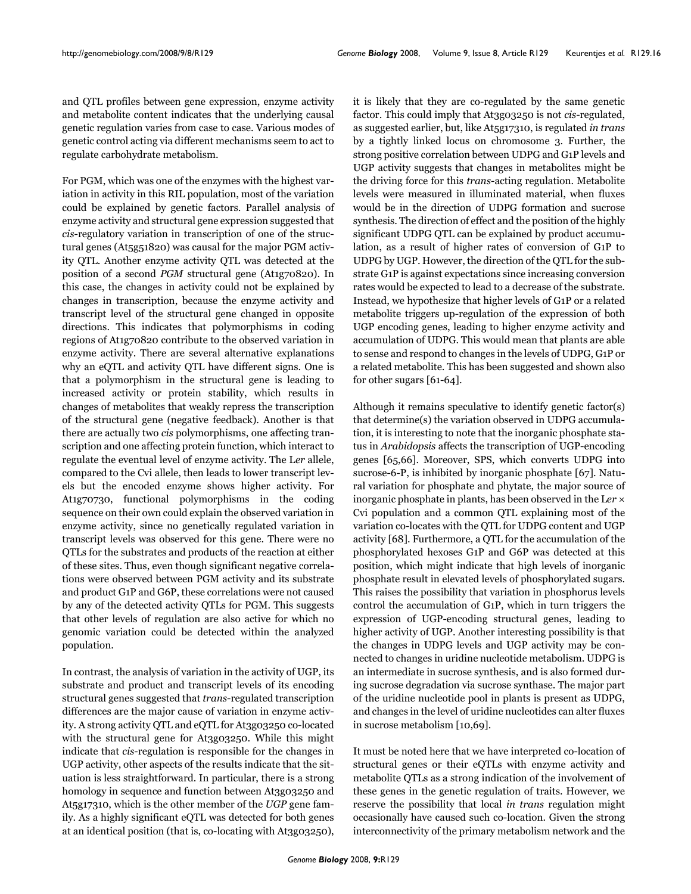and QTL profiles between gene expression, enzyme activity and metabolite content indicates that the underlying causal genetic regulation varies from case to case. Various modes of genetic control acting via different mechanisms seem to act to regulate carbohydrate metabolism.

For PGM, which was one of the enzymes with the highest variation in activity in this RIL population, most of the variation could be explained by genetic factors. Parallel analysis of enzyme activity and structural gene expression suggested that *cis*-regulatory variation in transcription of one of the structural genes (At5g51820) was causal for the major PGM activity QTL. Another enzyme activity QTL was detected at the position of a second *PGM* structural gene (At1g70820). In this case, the changes in activity could not be explained by changes in transcription, because the enzyme activity and transcript level of the structural gene changed in opposite directions. This indicates that polymorphisms in coding regions of At1g70820 contribute to the observed variation in enzyme activity. There are several alternative explanations why an eQTL and activity QTL have different signs. One is that a polymorphism in the structural gene is leading to increased activity or protein stability, which results in changes of metabolites that weakly repress the transcription of the structural gene (negative feedback). Another is that there are actually two *cis* polymorphisms, one affecting transcription and one affecting protein function, which interact to regulate the eventual level of enzyme activity. The L*er* allele, compared to the Cvi allele, then leads to lower transcript levels but the encoded enzyme shows higher activity. For At1g70730, functional polymorphisms in the coding sequence on their own could explain the observed variation in enzyme activity, since no genetically regulated variation in transcript levels was observed for this gene. There were no QTLs for the substrates and products of the reaction at either of these sites. Thus, even though significant negative correlations were observed between PGM activity and its substrate and product G1P and G6P, these correlations were not caused by any of the detected activity QTLs for PGM. This suggests that other levels of regulation are also active for which no genomic variation could be detected within the analyzed population.

In contrast, the analysis of variation in the activity of UGP, its substrate and product and transcript levels of its encoding structural genes suggested that *trans*-regulated transcription differences are the major cause of variation in enzyme activity. A strong activity QTL and eQTL for At3g03250 co-located with the structural gene for At3g03250. While this might indicate that *cis*-regulation is responsible for the changes in UGP activity, other aspects of the results indicate that the situation is less straightforward. In particular, there is a strong homology in sequence and function between At3g03250 and At5g17310, which is the other member of the *UGP* gene family. As a highly significant eQTL was detected for both genes at an identical position (that is, co-locating with At3g03250), it is likely that they are co-regulated by the same genetic factor. This could imply that At3g03250 is not *cis*-regulated, as suggested earlier, but, like At5g17310, is regulated *in trans* by a tightly linked locus on chromosome 3. Further, the strong positive correlation between UDPG and G1P levels and UGP activity suggests that changes in metabolites might be the driving force for this *trans*-acting regulation. Metabolite levels were measured in illuminated material, when fluxes would be in the direction of UDPG formation and sucrose synthesis. The direction of effect and the position of the highly significant UDPG QTL can be explained by product accumulation, as a result of higher rates of conversion of G1P to UDPG by UGP. However, the direction of the QTL for the substrate G1P is against expectations since increasing conversion rates would be expected to lead to a decrease of the substrate. Instead, we hypothesize that higher levels of G1P or a related metabolite triggers up-regulation of the expression of both UGP encoding genes, leading to higher enzyme activity and accumulation of UDPG. This would mean that plants are able to sense and respond to changes in the levels of UDPG, G1P or a related metabolite. This has been suggested and shown also for other sugars [61-64].

Although it remains speculative to identify genetic factor(s) that determine(s) the variation observed in UDPG accumulation, it is interesting to note that the inorganic phosphate status in *Arabidopsis* affects the transcription of UGP-encoding genes [65,66]. Moreover, SPS, which converts UDPG into sucrose-6-P, is inhibited by inorganic phosphate [67]. Natural variation for phosphate and phytate, the major source of inorganic phosphate in plants, has been observed in the L*er* × Cvi population and a common QTL explaining most of the variation co-locates with the QTL for UDPG content and UGP activity [68]. Furthermore, a QTL for the accumulation of the phosphorylated hexoses G1P and G6P was detected at this position, which might indicate that high levels of inorganic phosphate result in elevated levels of phosphorylated sugars. This raises the possibility that variation in phosphorus levels control the accumulation of G1P, which in turn triggers the expression of UGP-encoding structural genes, leading to higher activity of UGP. Another interesting possibility is that the changes in UDPG levels and UGP activity may be connected to changes in uridine nucleotide metabolism. UDPG is an intermediate in sucrose synthesis, and is also formed during sucrose degradation via sucrose synthase. The major part of the uridine nucleotide pool in plants is present as UDPG, and changes in the level of uridine nucleotides can alter fluxes in sucrose metabolism [10,69].

It must be noted here that we have interpreted co-location of structural genes or their eQTLs with enzyme activity and metabolite QTLs as a strong indication of the involvement of these genes in the genetic regulation of traits. However, we reserve the possibility that local *in trans* regulation might occasionally have caused such co-location. Given the strong interconnectivity of the primary metabolism network and the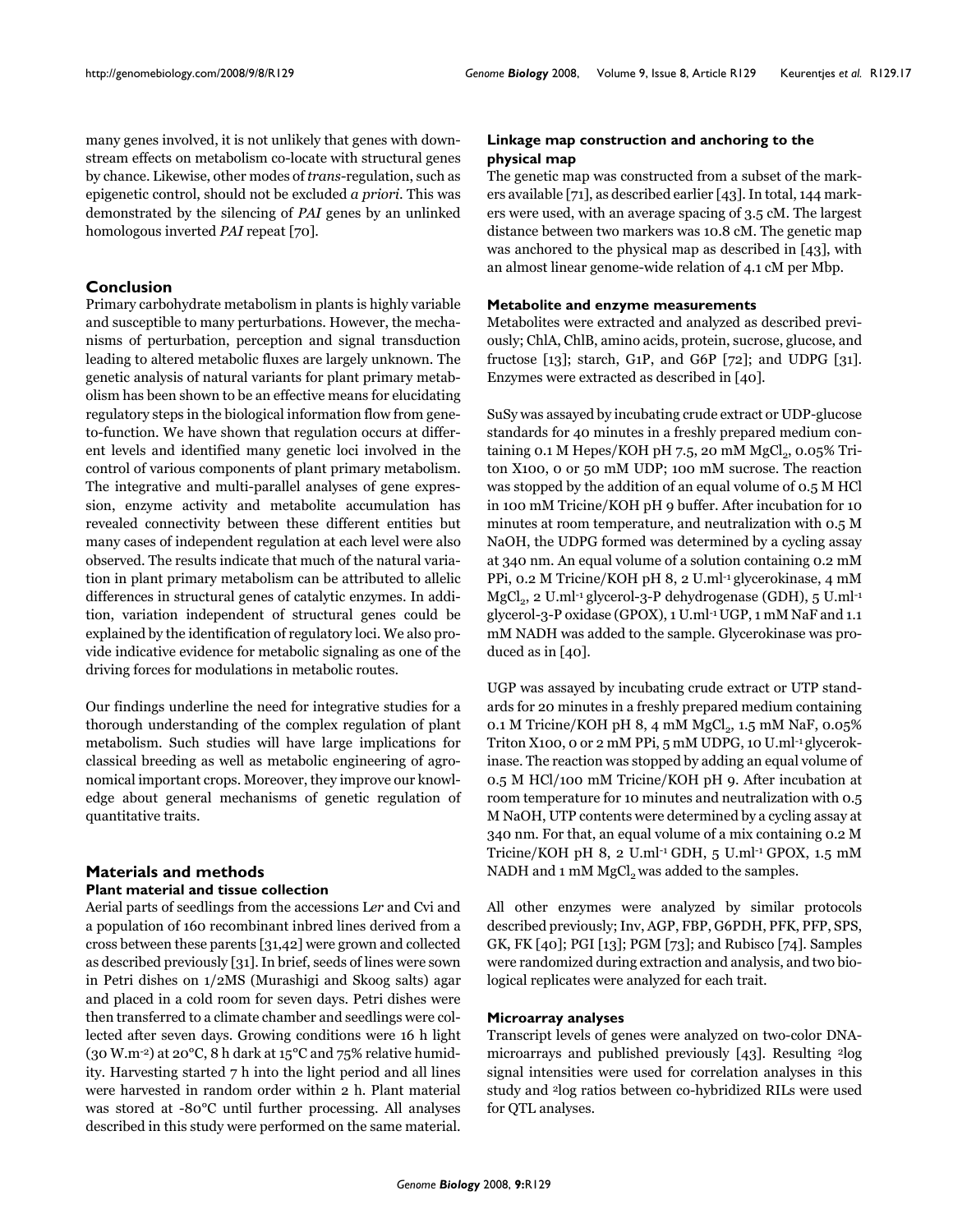many genes involved, it is not unlikely that genes with downstream effects on metabolism co-locate with structural genes by chance. Likewise, other modes of *trans*-regulation, such as epigenetic control, should not be excluded *a priori*. This was demonstrated by the silencing of *PAI* genes by an unlinked homologous inverted *PAI* repeat [70].

## Conclusion

Primary carbohydrate metabolism in plants is highly variable and susceptible to many perturbations. However, the mechanisms of perturbation, perception and signal transduction leading to altered metabolic fluxes are largely unknown. The genetic analysis of natural variants for plant primary metabolism has been shown to be an effective means for elucidating regulatory steps in the biological information flow from gene-to-function. We have shown that regulation occurs at different levels and identified many genetic loci involved in the control of various components of plant primary metabolism. The integrative and multi-parallel analyses of gene expression, enzyme activity and metabolite accumulation has revealed connectivity between these different entities but many cases of independent regulation at each level were also observed. The results indicate that much of the natural variation in plant primary metabolism can be attributed to allelic differences in structural genes of catalytic enzymes. In addition, variation independent of structural genes could be explained by the identification of regulatory loci. We also provide indicative evidence for metabolic signaling as one of the driving forces for modulations in metabolic routes.

Our findings underline the need for integrative studies for a thorough understanding of the complex regulation of plant metabolism. Such studies will have large implications for classical breeding as well as metabolic engineering of agronomical important crops. Moreover, they improve our knowledge about general mechanisms of genetic regulation of quantitative traits.

## Materials and methods

### Plant material and tissue collection

Aerial parts of seedlings from the accessions L*er* and Cvi and a population of 160 recombinant inbred lines derived from a cross between these parents [31,42] were grown and collected as described previously [31]. In brief, seeds of lines were sown in Petri dishes on 1/2MS (Murashigi and Skoog salts) agar and placed in a cold room for seven days. Petri dishes were then transferred to a climate chamber and seedlings were collected after seven days. Growing conditions were 16 h light (30 W.m$^{-2}$) at 20°C, 8 h dark at 15°C and 75% relative humidity. Harvesting started 7 h into the light period and all lines were harvested in random order within 2 h. Plant material was stored at -80°C until further processing. All analyses described in this study were performed on the same material.

### Linkage map construction and anchoring to the physical map

The genetic map was constructed from a subset of the markers available [71], as described earlier [43]. In total, 144 markers were used, with an average spacing of 3.5 cM. The largest distance between two markers was 10.8 cM. The genetic map was anchored to the physical map as described in [43], with an almost linear genome-wide relation of 4.1 cM per Mbp.

### Metabolite and enzyme measurements

Metabolites were extracted and analyzed as described previously; ChlA, ChlB, amino acids, protein, sucrose, glucose, and fructose [13]; starch, G1P, and G6P [72]; and UDPG [31]. Enzymes were extracted as described in [40].

SuSy was assayed by incubating crude extract or UDP-glucose standards for 40 minutes in a freshly prepared medium containing 0.1 M Hepes/KOH pH 7.5, 20 mM $MgCl_2$, 0.05% Triton X100, 0 or 50 mM UDP; 100 mM sucrose. The reaction was stopped by the addition of an equal volume of 0.5 M HCl in 100 mM Tricine/KOH pH 9 buffer. After incubation for 10 minutes at room temperature, and neutralization with 0.5 M NaOH, the UDPG formed was determined by a cycling assay at 340 nm. An equal volume of a solution containing 0.2 mM PPi, 0.2 M Tricine/KOH pH 8, 2 U.ml$^{-1}$ glycerokinase, 4 mM $MgCl_2$, 2 U.ml$^{-1}$ glycerol-3-P dehydrogenase (GDH), 5 U.ml$^{-1}$ glycerol-3-P oxidase (GPOX), 1 U.ml$^{-1}$ UGP, 1 mM NaF and 1.1 mM NADH was added to the sample. Glycerokinase was produced as in [40].

UGP was assayed by incubating crude extract or UTP standards for 20 minutes in a freshly prepared medium containing 0.1 M Tricine/KOH pH 8, 4 mM $MgCl_2$, 1.5 mM NaF, 0.05% Triton X100, 0 or 2 mM PPi, 5 mM UDPG, 10 U.ml$^{-1}$ glycerokinase. The reaction was stopped by adding an equal volume of 0.5 M HCl/100 mM Tricine/KOH pH 9. After incubation at room temperature for 10 minutes and neutralization with 0.5 M NaOH, UTP contents were determined by a cycling assay at 340 nm. For that, an equal volume of a mix containing 0.2 M Tricine/KOH pH 8, 2 U.ml$^{-1}$ GDH, 5 U.ml$^{-1}$ GPOX, 1.5 mM NADH and 1 mM $MgCl_2$ was added to the samples.

All other enzymes were analyzed by similar protocols described previously; Inv, AGP, FBP, G6PDH, PFK, PFP, SPS, GK, FK [40]; PGI [13]; PGM [73]; and Rubisco [74]. Samples were randomized during extraction and analysis, and two biological replicates were analyzed for each trait.

### Microarray analyses

Transcript levels of genes were analyzed on two-color DNA-microarrays and published previously [43]. Resulting $^{2}$log signal intensities were used for correlation analyses in this study and $^{2}$log ratios between co-hybridized RILs were used for QTL analyses.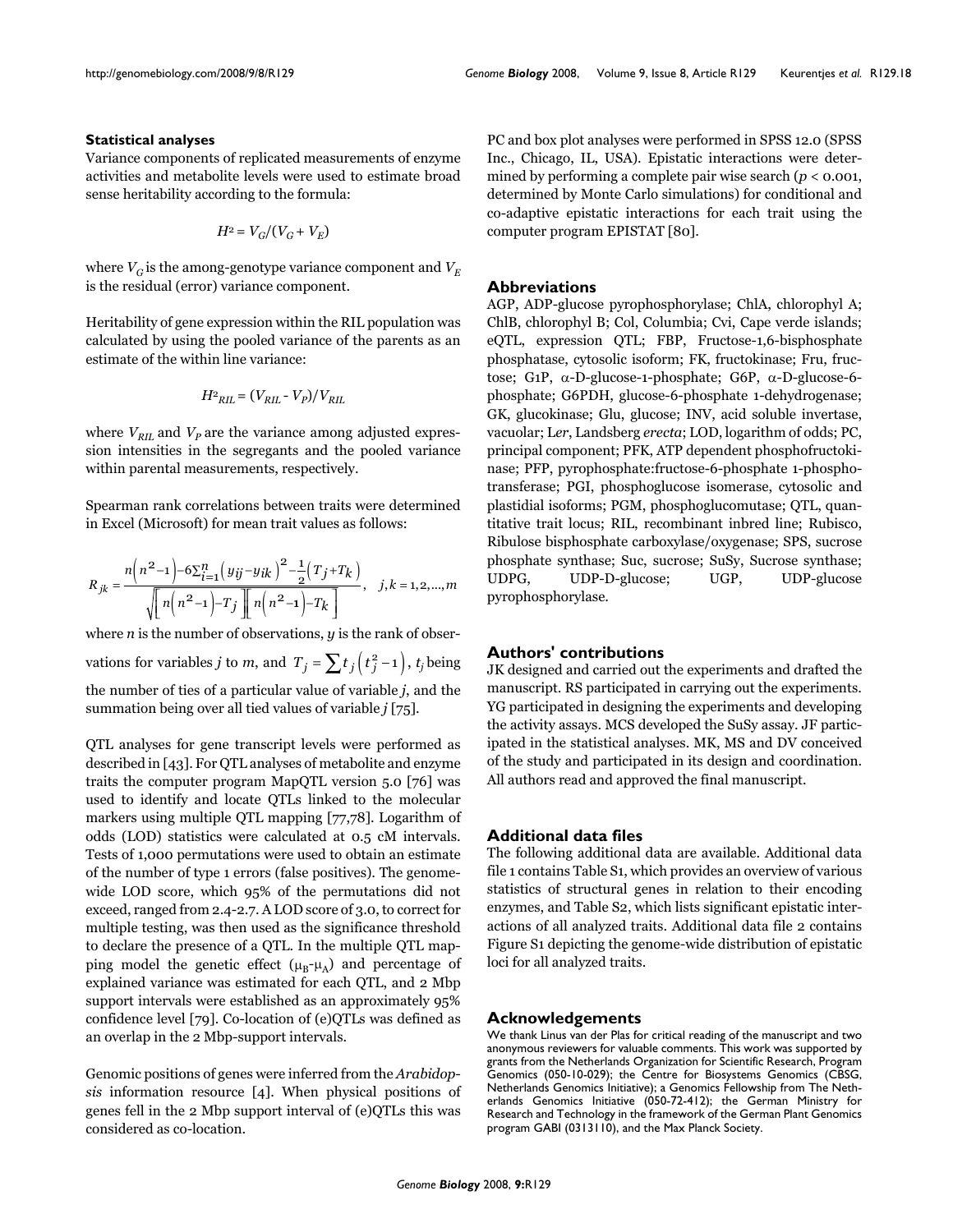### Statistical analyses

Variance components of replicated measurements of enzyme activities and metabolite levels were used to estimate broad sense heritability according to the formula:

$$H^2 = V_G/(V_G + V_E)$$

where $V_G$ is the among-genotype variance component and $V_E$ is the residual (error) variance component.

Heritability of gene expression within the RIL population was calculated by using the pooled variance of the parents as an estimate of the within line variance:

$$H^2_{RIL} = (V_{RIL} - V_P)/V_{RIL}$$

where $V_{RIL}$ and $V_P$ are the variance among adjusted expression intensities in the segregants and the pooled variance within parental measurements, respectively.

Spearman rank correlations between traits were determined in Excel (Microsoft) for mean trait values as follows:

$$R_{jk} = \frac{n\left(n^2-1\right)-6\sum_{i=1}^{n}\left(y_{ij}-y_{ik}\right)^2-\frac{1}{2}\left(T_j+T_k\right)}{\sqrt{\left[n\left(n^2-1\right)-T_j\right]\left[n\left(n^2-1\right)-T_k\right]}}, \quad j,k=1,2,\ldots,m$$

where $n$ is the number of observations, $y$ is the rank of observations for variables $j$ to $m$, and $T_j = \sum t_j\left(t_j^2-1\right)$, $t_j$ being the number of ties of a particular value of variable $j$, and the summation being over all tied values of variable $j$ [75].

QTL analyses for gene transcript levels were performed as described in [43]. For QTL analyses of metabolite and enzyme traits the computer program MapQTL version 5.0 [76] was used to identify and locate QTLs linked to the molecular markers using multiple QTL mapping [77,78]. Logarithm of odds (LOD) statistics were calculated at 0.5 cM intervals. Tests of 1,000 permutations were used to obtain an estimate of the number of type 1 errors (false positives). The genome-wide LOD score, which 95% of the permutations did not exceed, ranged from 2.4-2.7. A LOD score of 3.0, to correct for multiple testing, was then used as the significance threshold to declare the presence of a QTL. In the multiple QTL mapping model the genetic effect ($\mu_B$-$\mu_A$) and percentage of explained variance was estimated for each QTL, and 2 Mbp support intervals were established as an approximately 95% confidence level [79]. Co-location of (e)QTLs was defined as an overlap in the 2 Mbp-support intervals.

Genomic positions of genes were inferred from the *Arabidopsis* information resource [4]. When physical positions of genes fell in the 2 Mbp support interval of (e)QTLs this was considered as co-location.

PC and box plot analyses were performed in SPSS 12.0 (SPSS Inc., Chicago, IL, USA). Epistatic interactions were determined by performing a complete pair wise search ($p < 0.001$, determined by Monte Carlo simulations) for conditional and co-adaptive epistatic interactions for each trait using the computer program EPISTAT [80].

## Abbreviations

AGP, ADP-glucose pyrophosphorylase; ChlA, chlorophyl A; ChlB, chlorophyl B; Col, Columbia; Cvi, Cape verde islands; eQTL, expression QTL; FBP, Fructose-1,6-bisphosphate phosphatase, cytosolic isoform; FK, fructokinase; Fru, fructose; G1P, α-D-glucose-1-phosphate; G6P, α-D-glucose-6-phosphate; G6PDH, glucose-6-phosphate 1-dehydrogenase; GK, glucokinase; Glu, glucose; INV, acid soluble invertase, vacuolar; L*er*, Landsberg *erecta*; LOD, logarithm of odds; PC, principal component; PFK, ATP dependent phosphofructokinase; PFP, pyrophosphate:fructose-6-phosphate 1-phosphotransferase; PGI, phosphoglucose isomerase, cytosolic and plastidial isoforms; PGM, phosphoglucomutase; QTL, quantitative trait locus; RIL, recombinant inbred line; Rubisco, Ribulose bisphosphate carboxylase/oxygenase; SPS, sucrose phosphate synthase; Suc, sucrose; SuSy, Sucrose synthase; UDPG, UDP-D-glucose; UGP, UDP-glucose pyrophosphorylase.

## Authors' contributions

JK designed and carried out the experiments and drafted the manuscript. RS participated in carrying out the experiments. YG participated in designing the experiments and developing the activity assays. MCS developed the SuSy assay. JF participated in the statistical analyses. MK, MS and DV conceived of the study and participated in its design and coordination. All authors read and approved the final manuscript.

## Additional data files

The following additional data are available. Additional data file 1 contains Table S1, which provides an overview of various statistics of structural genes in relation to their encoding enzymes, and Table S2, which lists significant epistatic interactions of all analyzed traits. Additional data file 2 contains Figure S1 depicting the genome-wide distribution of epistatic loci for all analyzed traits.

## Acknowledgements

We thank Linus van der Plas for critical reading of the manuscript and two anonymous reviewers for valuable comments. This work was supported by grants from the Netherlands Organization for Scientific Research, Program Genomics (050-10-029); the Centre for Biosystems Genomics (CBSG, Netherlands Genomics Initiative); a Genomics Fellowship from The Netherlands Genomics Initiative (050-72-412); the German Ministry for Research and Technology in the framework of the German Plant Genomics program GABI (0313110), and the Max Planck Society.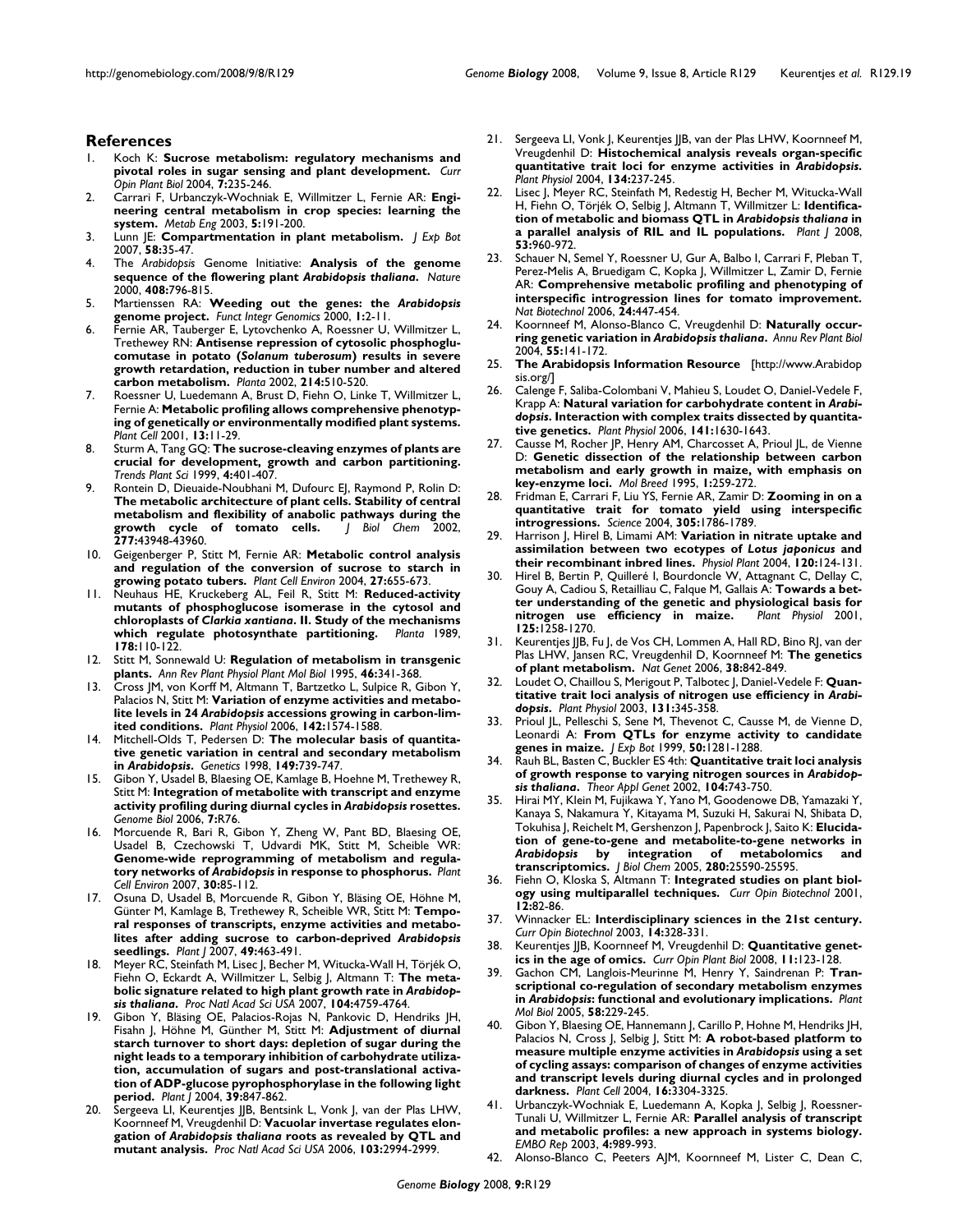## References

1. Koch K: **Sucrose metabolism: regulatory mechanisms and pivotal roles in sugar sensing and plant development.** *Curr Opin Plant Biol* 2004, **7**:235-246.
2. Carrari F, Urbanczyk-Wochniak E, Willmitzer L, Fernie AR: **Engineering central metabolism in crop species: learning the system.** *Metab Eng* 2003, **5**:191-200.
3. Lunn JE: **Compartmentation in plant metabolism.** *J Exp Bot* 2007, **58**:35-47.
4. The *Arabidopsis* Genome Initiative: **Analysis of the genome sequence of the flowering plant *Arabidopsis thaliana*.** *Nature* 2000, **408**:796-815.
5. Martienssen RA: **Weeding out the genes: the *Arabidopsis* genome project.** *Funct Integr Genomics* 2000, **1**:2-11.
6. Fernie AR, Tauberger E, Lytovchenko A, Roessner U, Willmitzer L, Trethewey RN: **Antisense repression of cytosolic phosphoglucomutase in potato (*Solanum tuberosum*) results in severe growth retardation, reduction in tuber number and altered carbon metabolism.** *Planta* 2002, **214**:510-520.
7. Roessner U, Luedemann A, Brust D, Fiehn O, Linke T, Willmitzer L, Fernie A: **Metabolic profiling allows comprehensive phenotyping of genetically or environmentally modified plant systems.** *Plant Cell* 2001, **13**:11-29.
8. Sturm A, Tang GQ: **The sucrose-cleaving enzymes of plants are crucial for development, growth and carbon partitioning.** *Trends Plant Sci* 1999, **4**:401-407.
9. Rontein D, Dieuaide-Noubhani M, Dufourc EJ, Raymond P, Rolin D: **The metabolic architecture of plant cells. Stability of central metabolism and flexibility of anabolic pathways during the growth cycle of tomato cells.** *J Biol Chem* 2002, **277**:43948-43960.
10. Geigenberger P, Stitt M, Fernie AR: **Metabolic control analysis and regulation of the conversion of sucrose to starch in growing potato tubers.** *Plant Cell Environ* 2004, **27**:655-673.
11. Neuhaus HE, Kruckeberg AL, Feil R, Stitt M: **Reduced-activity mutants of phosphoglucose isomerase in the cytosol and chloroplasts of *Clarkia xantiana*. II. Study of the mechanisms which regulate photosynthate partitioning.** *Planta* 1989, **178**:110-122.
12. Stitt M, Sonnewald U: **Regulation of metabolism in transgenic plants.** *Ann Rev Plant Physiol Plant Mol Biol* 1995, **46**:341-368.
13. Cross JM, von Korff M, Altmann T, Bartzetko L, Sulpice R, Gibon Y, Palacios N, Stitt M: **Variation of enzyme activities and metabolite levels in 24 *Arabidopsis* accessions growing in carbon-limited conditions.** *Plant Physiol* 2006, **142**:1574-1588.
14. Mitchell-Olds T, Pedersen D: **The molecular basis of quantitative genetic variation in central and secondary metabolism in *Arabidopsis*.** *Genetics* 1998, **149**:739-747.
15. Gibon Y, Usadel B, Blaesing OE, Kamlage B, Hoehne M, Trethewey R, Stitt M: **Integration of metabolite with transcript and enzyme activity profiling during diurnal cycles in *Arabidopsis* rosettes.** *Genome Biol* 2006, **7**:R76.
16. Morcuende R, Bari R, Gibon Y, Zheng W, Pant BD, Blaesing OE, Usadel B, Czechowski T, Udvardi MK, Stitt M, Scheible WR: **Genome-wide reprogramming of metabolism and regulatory networks of *Arabidopsis* in response to phosphorus.** *Plant Cell Environ* 2007, **30**:85-112.
17. Osuna D, Usadel B, Morcuende R, Gibon Y, Bläsing OE, Höhne M, Günter M, Kamlage B, Trethewey R, Scheible WR, Stitt M: **Temporal responses of transcripts, enzyme activities and metabolites after adding sucrose to carbon-deprived *Arabidopsis* seedlings.** *Plant J* 2007, **49**:463-491.
18. Meyer RC, Steinfath M, Lisec J, Becher M, Witucka-Wall H, Törjék O, Fiehn O, Eckardt A, Willmitzer L, Selbig J, Altmann T: **The metabolic signature related to high plant growth rate in *Arabidopsis thaliana*.** *Proc Natl Acad Sci USA* 2007, **104**:4759-4764.
19. Gibon Y, Bläsing OE, Palacios-Rojas N, Pankovic D, Hendriks JH, Fisahn J, Höhne M, Günther M, Stitt M: **Adjustment of diurnal starch turnover to short days: depletion of sugar during the night leads to a temporary inhibition of carbohydrate utilization, accumulation of sugars and post-translational activation of ADP-glucose pyrophosphorylase in the following light period.** *Plant J* 2004, **39**:847-862.
20. Sergeeva LI, Keurentjes JJB, Bentsink L, Vonk J, van der Plas LHW, Koornneef M, Vreugdenhil D: **Vacuolar invertase regulates elongation of *Arabidopsis thaliana* roots as revealed by QTL and mutant analysis.** *Proc Natl Acad Sci USA* 2006, **103**:2994-2999.
21. Sergeeva LI, Vonk J, Keurentjes JJB, van der Plas LHW, Koornneef M, Vreugdenhil D: **Histochemical analysis reveals organ-specific quantitative trait loci for enzyme activities in *Arabidopsis*.** *Plant Physiol* 2004, **134**:237-245.
22. Lisec J, Meyer RC, Steinfath M, Redestig H, Becher M, Witucka-Wall H, Fiehn O, Törjék O, Selbig J, Altmann T, Willmitzer L: **Identification of metabolic and biomass QTL in *Arabidopsis thaliana* in a parallel analysis of RIL and IL populations.** *Plant J* 2008, **53**:960-972.
23. Schauer N, Semel Y, Roessner U, Gur A, Balbo I, Carrari F, Pleban T, Perez-Melis A, Bruedigam C, Kopka J, Willmitzer L, Zamir D, Fernie AR: **Comprehensive metabolic profiling and phenotyping of interspecific introgression lines for tomato improvement.** *Nat Biotechnol* 2006, **24**:447-454.
24. Koornneef M, Alonso-Blanco C, Vreugdenhil D: **Naturally occurring genetic variation in *Arabidopsis thaliana*.** *Annu Rev Plant Biol* 2004, **55**:141-172.
25. **The Arabidopsis Information Resource** [http://www.Arabidopsis.org/]
26. Calenge F, Saliba-Colombani V, Mahieu S, Loudet O, Daniel-Vedele F, Krapp A: **Natural variation for carbohydrate content in *Arabidopsis*. Interaction with complex traits dissected by quantitative genetics.** *Plant Physiol* 2006, **141**:1630-1643.
27. Causse M, Rocher JP, Henry AM, Charcosset A, Prioul JL, de Vienne D: **Genetic dissection of the relationship between carbon metabolism and early growth in maize, with emphasis on key-enzyme loci.** *Mol Breed* 1995, **1**:259-272.
28. Fridman E, Carrari F, Liu YS, Fernie AR, Zamir D: **Zooming in on a quantitative trait for tomato yield using interspecific introgressions.** *Science* 2004, **305**:1786-1789.
29. Harrison J, Hirel B, Limami AM: **Variation in nitrate uptake and assimilation between two ecotypes of *Lotus japonicus* and their recombinant inbred lines.** *Physiol Plant* 2004, **120**:124-131.
30. Hirel B, Bertin P, Quilleré I, Bourdoncle W, Attagnant C, Dellay C, Gouy A, Cadiou S, Retailliau C, Falque M, Gallais A: **Towards a better understanding of the genetic and physiological basis for nitrogen use efficiency in maize.** *Plant Physiol* 2001, **125**:1258-1270.
31. Keurentjes JJB, Fu J, de Vos CH, Lommen A, Hall RD, Bino RJ, van der Plas LHW, Jansen RC, Vreugdenhil D, Koornneef M: **The genetics of plant metabolism.** *Nat Genet* 2006, **38**:842-849.
32. Loudet O, Chaillou S, Merigout P, Talbotec J, Daniel-Vedele F: **Quantitative trait loci analysis of nitrogen use efficiency in *Arabidopsis*.** *Plant Physiol* 2003, **131**:345-358.
33. Prioul JL, Pelleschi S, Sene M, Thevenot C, Causse M, de Vienne D, Leonardi A: **From QTLs for enzyme activity to candidate genes in maize.** *J Exp Bot* 1999, **50**:1281-1288.
34. Rauh BL, Basten C, Buckler ES 4th: **Quantitative trait loci analysis of growth response to varying nitrogen sources in *Arabidopsis thaliana*.** *Theor Appl Genet* 2002, **104**:743-750.
35. Hirai MY, Klein M, Fujikawa Y, Yano M, Goodenowe DB, Yamazaki Y, Kanaya S, Nakamura Y, Kitayama M, Suzuki H, Sakurai N, Shibata D, Tokuhisa J, Reichelt M, Gershenzon J, Papenbrock J, Saito K: **Elucidation of gene-to-gene and metabolite-to-gene networks in *Arabidopsis* by integration of metabolomics and transcriptomics.** *J Biol Chem* 2005, **280**:25590-25595.
36. Fiehn O, Kloska S, Altmann T: **Integrated studies on plant biology using multiparallel techniques.** *Curr Opin Biotechnol* 2001, **12**:82-86.
37. Winnacker EL: **Interdisciplinary sciences in the 21st century.** *Curr Opin Biotechnol* 2003, **14**:328-331.
38. Keurentjes JJB, Koornneef M, Vreugdenhil D: **Quantitative genetics in the age of omics.** *Curr Opin Plant Biol* 2008, **11**:123-128.
39. Gachon CM, Langlois-Meurinne M, Henry Y, Saindrenan P: **Transcriptional co-regulation of secondary metabolism enzymes in *Arabidopsis*: functional and evolutionary implications.** *Plant Mol Biol* 2005, **58**:229-245.
40. Gibon Y, Blaesing OE, Hannemann J, Carillo P, Hohne M, Hendriks JH, Palacios N, Cross J, Selbig J, Stitt M: **A robot-based platform to measure multiple enzyme activities in *Arabidopsis* using a set of cycling assays: comparison of changes of enzyme activities and transcript levels during diurnal cycles and in prolonged darkness.** *Plant Cell* 2004, **16**:3304-3325.
41. Urbanczyk-Wochniak E, Luedemann A, Kopka J, Selbig J, Roessner-Tunali U, Willmitzer L, Fernie AR: **Parallel analysis of transcript and metabolic profiles: a new approach in systems biology.** *EMBO Rep* 2003, **4**:989-993.
42. Alonso-Blanco C, Peeters AJM, Koornneef M, Lister C, Dean C,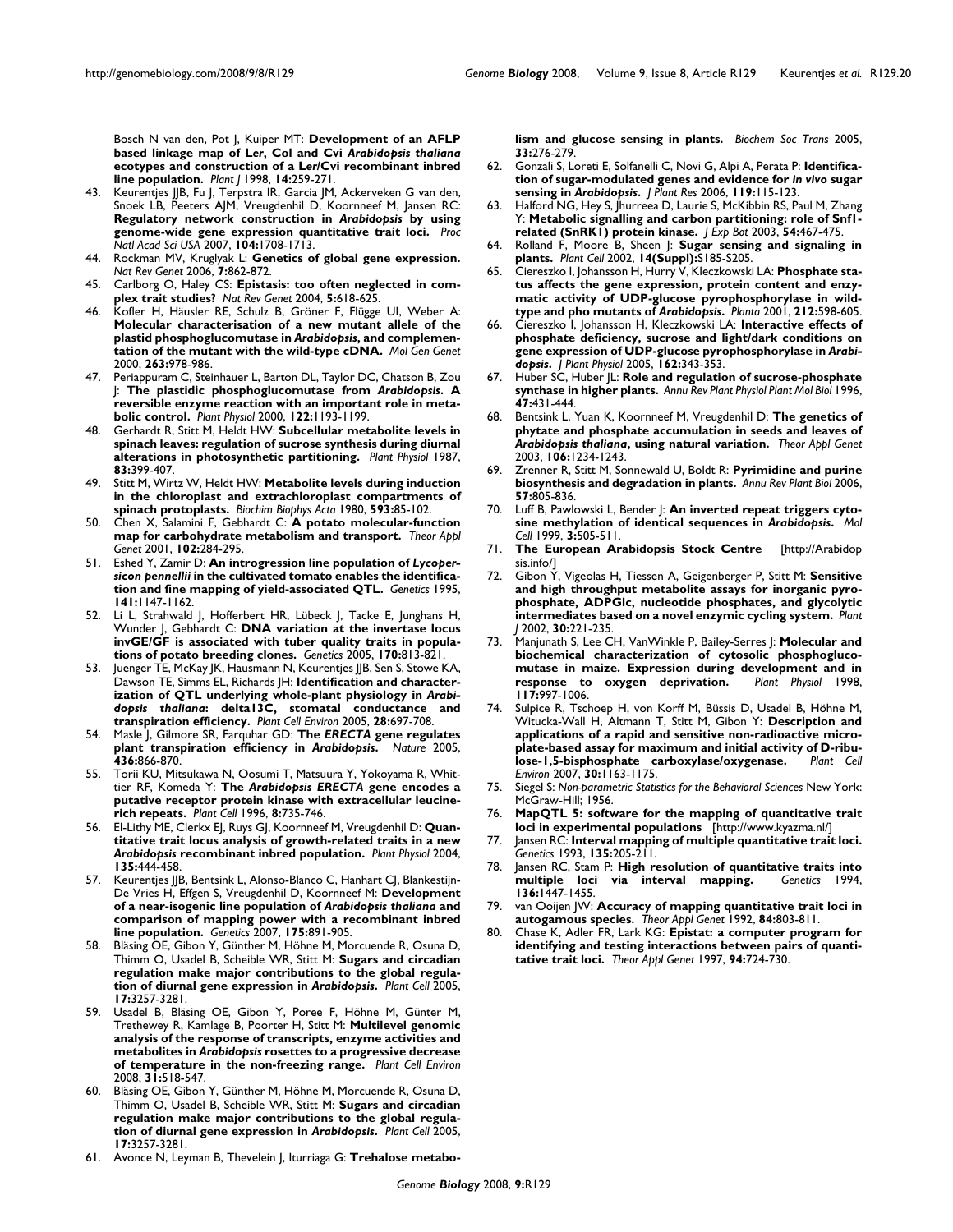Bosch N van den, Pot J, Kuiper MT: **Development of an AFLP based linkage map of Ler, Col and Cvi *Arabidopsis thaliana* ecotypes and construction of a Ler/Cvi recombinant inbred line population.** *Plant J* 1998, **14:**259-271.

43. Keurentjes JJB, Fu J, Terpstra IR, Garcia JM, Ackerveken G van den, Snoek LB, Peeters AJM, Vreugdenhil D, Koornneef M, Jansen RC: **Regulatory network construction in *Arabidopsis* by using genome-wide gene expression quantitative trait loci.** *Proc Natl Acad Sci USA* 2007, **104:**1708-1713.
44. Rockman MV, Kruglyak L: **Genetics of global gene expression.** *Nat Rev Genet* 2006, **7:**862-872.
45. Carlborg O, Haley CS: **Epistasis: too often neglected in complex trait studies?** *Nat Rev Genet* 2004, **5:**618-625.
46. Kofler H, Häusler RE, Schulz B, Gröner F, Flügge UI, Weber A: **Molecular characterisation of a new mutant allele of the plastid phosphoglucomutase in *Arabidopsis*, and complementation of the mutant with the wild-type cDNA.** *Mol Gen Genet* 2000, **263:**978-986.
47. Periappuram C, Steinhauer L, Barton DL, Taylor DC, Chatson B, Zou J: **The plastidic phosphoglucomutase from *Arabidopsis*. A reversible enzyme reaction with an important role in metabolic control.** *Plant Physiol* 2000, **122:**1193-1199.
48. Gerhardt R, Stitt M, Heldt HW: **Subcellular metabolite levels in spinach leaves: regulation of sucrose synthesis during diurnal alterations in photosynthetic partitioning.** *Plant Physiol* 1987, **83:**399-407.
49. Stitt M, Wirtz W, Heldt HW: **Metabolite levels during induction in the chloroplast and extrachloroplast compartments of spinach protoplasts.** *Biochim Biophys Acta* 1980, **593:**85-102.
50. Chen X, Salamini F, Gebhardt C: **A potato molecular-function map for carbohydrate metabolism and transport.** *Theor Appl Genet* 2001, **102:**284-295.
51. Eshed Y, Zamir D: **An introgression line population of *Lycopersicon pennellii* in the cultivated tomato enables the identification and fine mapping of yield-associated QTL.** *Genetics* 1995, **141:**1147-1162.
52. Li L, Strahwald J, Hofferbert HR, Lübeck J, Tacke E, Junghans H, Wunder J, Gebhardt C: **DNA variation at the invertase locus invGE/GF is associated with tuber quality traits in populations of potato breeding clones.** *Genetics* 2005, **170:**813-821.
53. Juenger TE, McKay JK, Hausmann N, Keurentjes JJB, Sen S, Stowe KA, Dawson TE, Simms EL, Richards JH: **Identification and characterization of QTL underlying whole-plant physiology in *Arabidopsis thaliana*: delta13C, stomatal conductance and transpiration efficiency.** *Plant Cell Environ* 2005, **28:**697-708.
54. Masle J, Gilmore SR, Farquhar GD: **The *ERECTA* gene regulates plant transpiration efficiency in *Arabidopsis*.** *Nature* 2005, **436:**866-870.
55. Torii KU, Mitsukawa N, Oosumi T, Matsuura Y, Yokoyama R, Whittier RF, Komeda Y: **The *Arabidopsis ERECTA* gene encodes a putative receptor protein kinase with extracellular leucine-rich repeats.** *Plant Cell* 1996, **8:**735-746.
56. El-Lithy ME, Clerkx EJ, Ruys GJ, Koornneef M, Vreugdenhil D: **Quantitative trait locus analysis of growth-related traits in a new *Arabidopsis* recombinant inbred population.** *Plant Physiol* 2004, **135:**444-458.
57. Keurentjes JJB, Bentsink L, Alonso-Blanco C, Hanhart CJ, Blankestijn-De Vries H, Effgen S, Vreugdenhil D, Koornneef M: **Development of a near-isogenic line population of *Arabidopsis thaliana* and comparison of mapping power with a recombinant inbred line population.** *Genetics* 2007, **175:**891-905.
58. Bläsing OE, Gibon Y, Günther M, Höhne M, Morcuende R, Osuna D, Thimm O, Usadel B, Scheible WR, Stitt M: **Sugars and circadian regulation make major contributions to the global regulation of diurnal gene expression in *Arabidopsis*.** *Plant Cell* 2005, **17:**3257-3281.
59. Usadel B, Bläsing OE, Gibon Y, Poree F, Höhne M, Günter M, Trethewey R, Kamlage B, Poorter H, Stitt M: **Multilevel genomic analysis of the response of transcripts, enzyme activities and metabolites in *Arabidopsis* rosettes to a progressive decrease of temperature in the non-freezing range.** *Plant Cell Environ* 2008, **31:**518-547.
60. Bläsing OE, Gibon Y, Günther M, Höhne M, Morcuende R, Osuna D, Thimm O, Usadel B, Scheible WR, Stitt M: **Sugars and circadian regulation make major contributions to the global regulation of diurnal gene expression in *Arabidopsis*.** *Plant Cell* 2005, **17:**3257-3281.
61. Avonce N, Leyman B, Thevelein J, Iturriaga G: **Trehalose metabolism and glucose sensing in plants.** *Biochem Soc Trans* 2005, **33:**276-279.
62. Gonzali S, Loreti E, Solfanelli C, Novi G, Alpi A, Perata P: **Identification of sugar-modulated genes and evidence for *in vivo* sugar sensing in *Arabidopsis*.** *J Plant Res* 2006, **119:**115-123.
63. Halford NG, Hey S, Jhurreea D, Laurie S, McKibbin RS, Paul M, Zhang Y: **Metabolic signalling and carbon partitioning: role of Snf1-related (SnRK1) protein kinase.** *J Exp Bot* 2003, **54:**467-475.
64. Rolland F, Moore B, Sheen J: **Sugar sensing and signaling in plants.** *Plant Cell* 2002, **14(Suppl):**S185-S205.
65. Ciereszko I, Johansson H, Hurry V, Kleczkowski LA: **Phosphate status affects the gene expression, protein content and enzymatic activity of UDP-glucose pyrophosphorylase in wild-type and pho mutants of *Arabidopsis*.** *Planta* 2001, **212:**598-605.
66. Ciereszko I, Johansson H, Kleczkowski LA: **Interactive effects of phosphate deficiency, sucrose and light/dark conditions on gene expression of UDP-glucose pyrophosphorylase in *Arabidopsis*.** *J Plant Physiol* 2005, **162:**343-353.
67. Huber SC, Huber JL: **Role and regulation of sucrose-phosphate synthase in higher plants.** *Annu Rev Plant Physiol Plant Mol Biol* 1996, **47:**431-444.
68. Bentsink L, Yuan K, Koornneef M, Vreugdenhil D: **The genetics of phytate and phosphate accumulation in seeds and leaves of *Arabidopsis thaliana*, using natural variation.** *Theor Appl Genet* 2003, **106:**1234-1243.
69. Zrenner R, Stitt M, Sonnewald U, Boldt R: **Pyrimidine and purine biosynthesis and degradation in plants.** *Annu Rev Plant Biol* 2006, **57:**805-836.
70. Luff B, Pawlowski L, Bender J: **An inverted repeat triggers cytosine methylation of identical sequences in *Arabidopsis*.** *Mol Cell* 1999, **3:**505-511.
71. **The European Arabidopsis Stock Centre** [http://Arabidopsis.info/]
72. Gibon Y, Vigeolas H, Tiessen A, Geigenberger P, Stitt M: **Sensitive and high throughput metabolite assays for inorganic pyrophosphate, ADPGlc, nucleotide phosphates, and glycolytic intermediates based on a novel enzymic cycling system.** *Plant J* 2002, **30:**221-235.
73. Manjunath S, Lee CH, VanWinkle P, Bailey-Serres J: **Molecular and biochemical characterization of cytosolic phosphoglucomutase in maize. Expression during development and in response to oxygen deprivation.** *Plant Physiol* 1998, **117:**997-1006.
74. Sulpice R, Tschoep H, von Korff M, Büssis D, Usadel B, Höhne M, Witucka-Wall H, Altmann T, Stitt M, Gibon Y: **Description and applications of a rapid and sensitive non-radioactive microplate-based assay for maximum and initial activity of D-ribulose-1,5-bisphosphate carboxylase/oxygenase.** *Plant Cell Environ* 2007, **30:**1163-1175.
75. Siegel S: *Non-parametric Statistics for the Behavioral Sciences* New York: McGraw-Hill; 1956.
76. **MapQTL 5: software for the mapping of quantitative trait loci in experimental populations** [http://www.kyazma.nl/]
77. Jansen RC: **Interval mapping of multiple quantitative trait loci.** *Genetics* 1993, **135:**205-211.
78. Jansen RC, Stam P: **High resolution of quantitative traits into multiple loci via interval mapping.** *Genetics* 1994, **136:**1447-1455.
79. van Ooijen JW: **Accuracy of mapping quantitative trait loci in autogamous species.** *Theor Appl Genet* 1992, **84:**803-811.
80. Chase K, Adler FR, Lark KG: **Epistat: a computer program for identifying and testing interactions between pairs of quantitative trait loci.** *Theor Appl Genet* 1997, **94:**724-730.